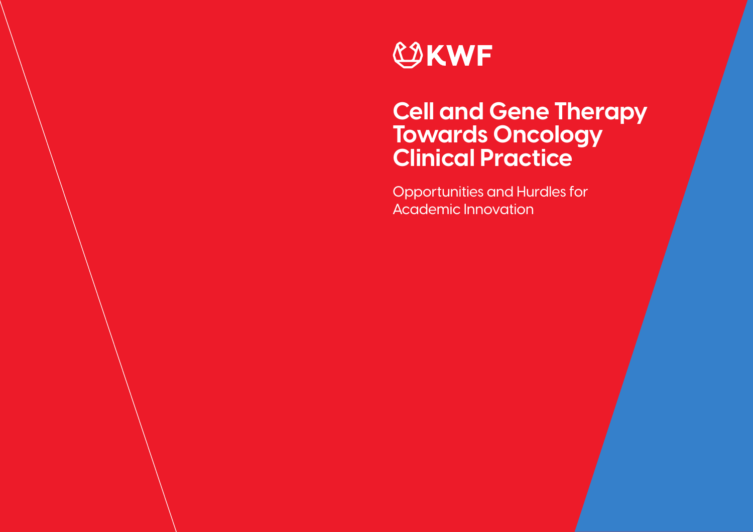KWF

# Cell and Gene Therapy Towards Oncology Clinical Practice

Opportunities and Hurdles for Academic Innovation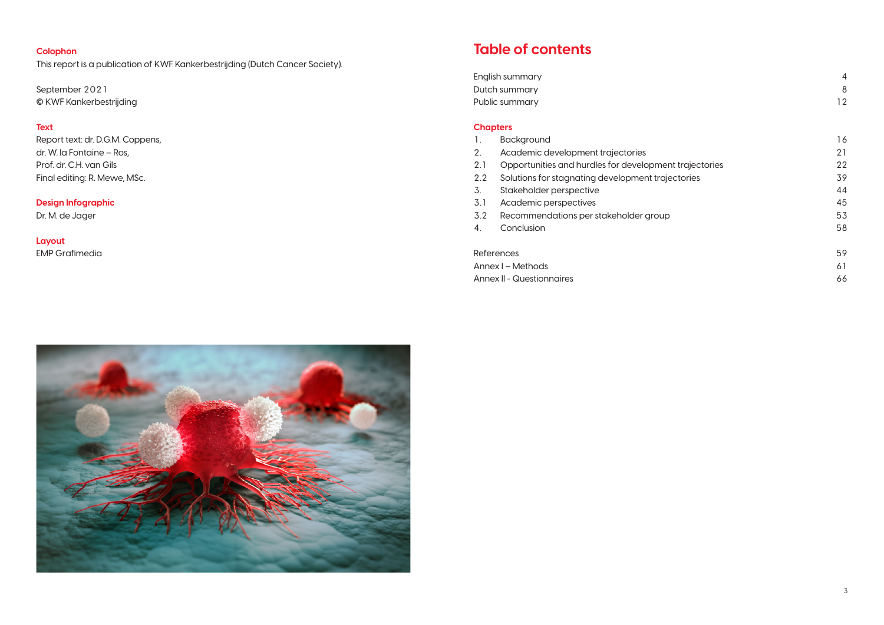**Colophon**

This report is a publication of KWF Kankerbestrijding (Dutch Cancer Society).

September 2021
© KWF Kankerbestrijding

**Text**

Report text: dr. D.G.M. Coppens,
dr. W. la Fontaine – Ros,
Prof. dr. C.H. van Gils
Final editing: R. Mewe, MSc.

**Design Infographic**

Dr. M. de Jager

**Layout**

EMP Grafimedia

# Table of contents

| | | |
|---|---|---|
| English summary | | 4 |
| Dutch summary | | 8 |
| Public summary | | 12 |

**Chapters**

| | | |
|---|---|---|
| 1. | Background | 16 |
| 2. | Academic development trajectories | 21 |
| 2.1 | Opportunities and hurdles for development trajectories | 22 |
| 2.2 | Solutions for stagnating development trajectories | 39 |
| 3. | Stakeholder perspective | 44 |
| 3.1 | Academic perspectives | 45 |
| 3.2 | Recommendations per stakeholder group | 53 |
| 4. | Conclusion | 58 |

| | |
|---|---|
| References | 59 |
| Annex I – Methods | 61 |
| Annex II - Questionnaires | 66 |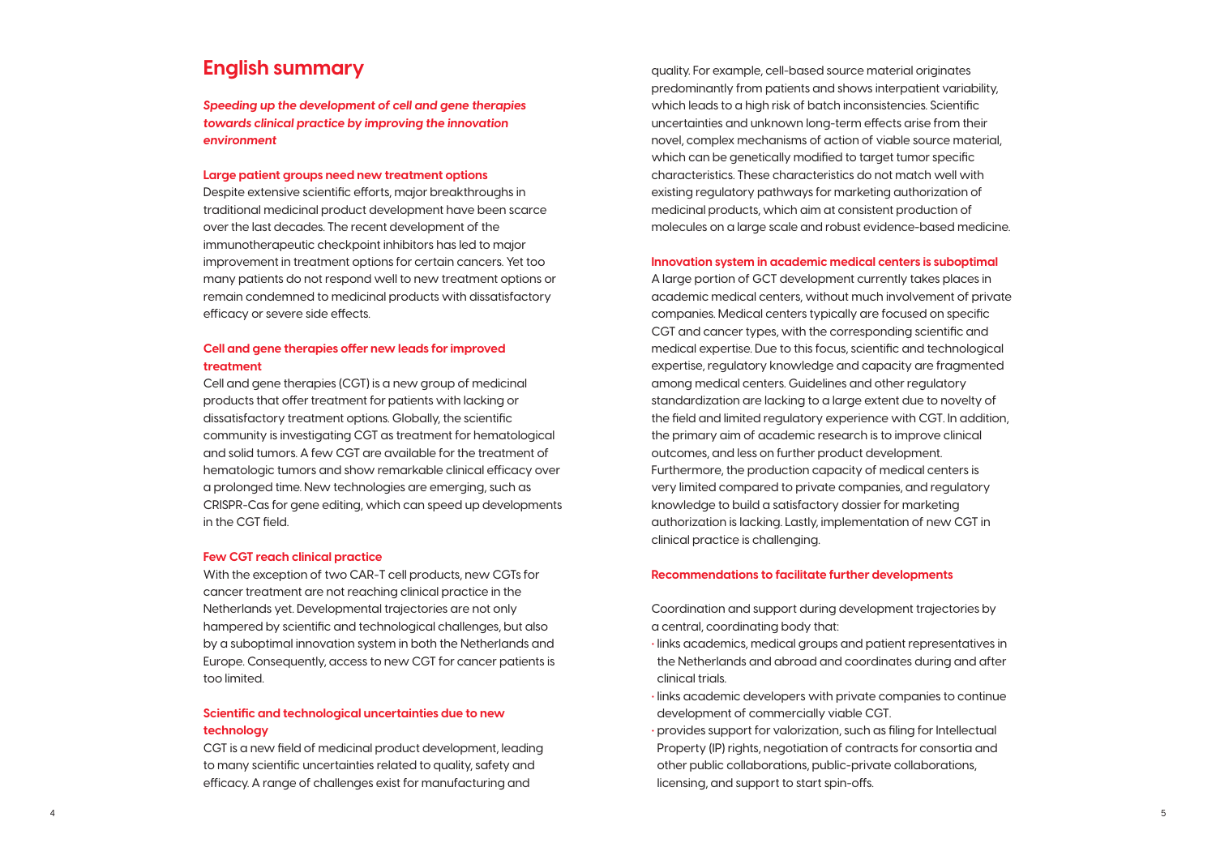# English summary

***Speeding up the development of cell and gene therapies towards clinical practice by improving the innovation environment***

### Large patient groups need new treatment options

Despite extensive scientific efforts, major breakthroughs in traditional medicinal product development have been scarce over the last decades. The recent development of the immunotherapeutic checkpoint inhibitors has led to major improvement in treatment options for certain cancers. Yet too many patients do not respond well to new treatment options or remain condemned to medicinal products with dissatisfactory efficacy or severe side effects.

### Cell and gene therapies offer new leads for improved treatment

Cell and gene therapies (CGT) is a new group of medicinal products that offer treatment for patients with lacking or dissatisfactory treatment options. Globally, the scientific community is investigating CGT as treatment for hematological and solid tumors. A few CGT are available for the treatment of hematologic tumors and show remarkable clinical efficacy over a prolonged time. New technologies are emerging, such as CRISPR-Cas for gene editing, which can speed up developments in the CGT field.

### Few CGT reach clinical practice

With the exception of two CAR-T cell products, new CGTs for cancer treatment are not reaching clinical practice in the Netherlands yet. Developmental trajectories are not only hampered by scientific and technological challenges, but also by a suboptimal innovation system in both the Netherlands and Europe. Consequently, access to new CGT for cancer patients is too limited.

### Scientific and technological uncertainties due to new technology

CGT is a new field of medicinal product development, leading to many scientific uncertainties related to quality, safety and efficacy. A range of challenges exist for manufacturing and quality. For example, cell-based source material originates predominantly from patients and shows interpatient variability, which leads to a high risk of batch inconsistencies. Scientific uncertainties and unknown long-term effects arise from their novel, complex mechanisms of action of viable source material, which can be genetically modified to target tumor specific characteristics. These characteristics do not match well with existing regulatory pathways for marketing authorization of medicinal products, which aim at consistent production of molecules on a large scale and robust evidence-based medicine.

### Innovation system in academic medical centers is suboptimal

A large portion of GCT development currently takes places in academic medical centers, without much involvement of private companies. Medical centers typically are focused on specific CGT and cancer types, with the corresponding scientific and medical expertise. Due to this focus, scientific and technological expertise, regulatory knowledge and capacity are fragmented among medical centers. Guidelines and other regulatory standardization are lacking to a large extent due to novelty of the field and limited regulatory experience with CGT. In addition, the primary aim of academic research is to improve clinical outcomes, and less on further product development. Furthermore, the production capacity of medical centers is very limited compared to private companies, and regulatory knowledge to build a satisfactory dossier for marketing authorization is lacking. Lastly, implementation of new CGT in clinical practice is challenging.

### Recommendations to facilitate further developments

Coordination and support during development trajectories by a central, coordinating body that:

- links academics, medical groups and patient representatives in the Netherlands and abroad and coordinates during and after clinical trials.
- links academic developers with private companies to continue development of commercially viable CGT.
- provides support for valorization, such as filing for Intellectual Property (IP) rights, negotiation of contracts for consortia and other public collaborations, public-private collaborations, licensing, and support to start spin-offs.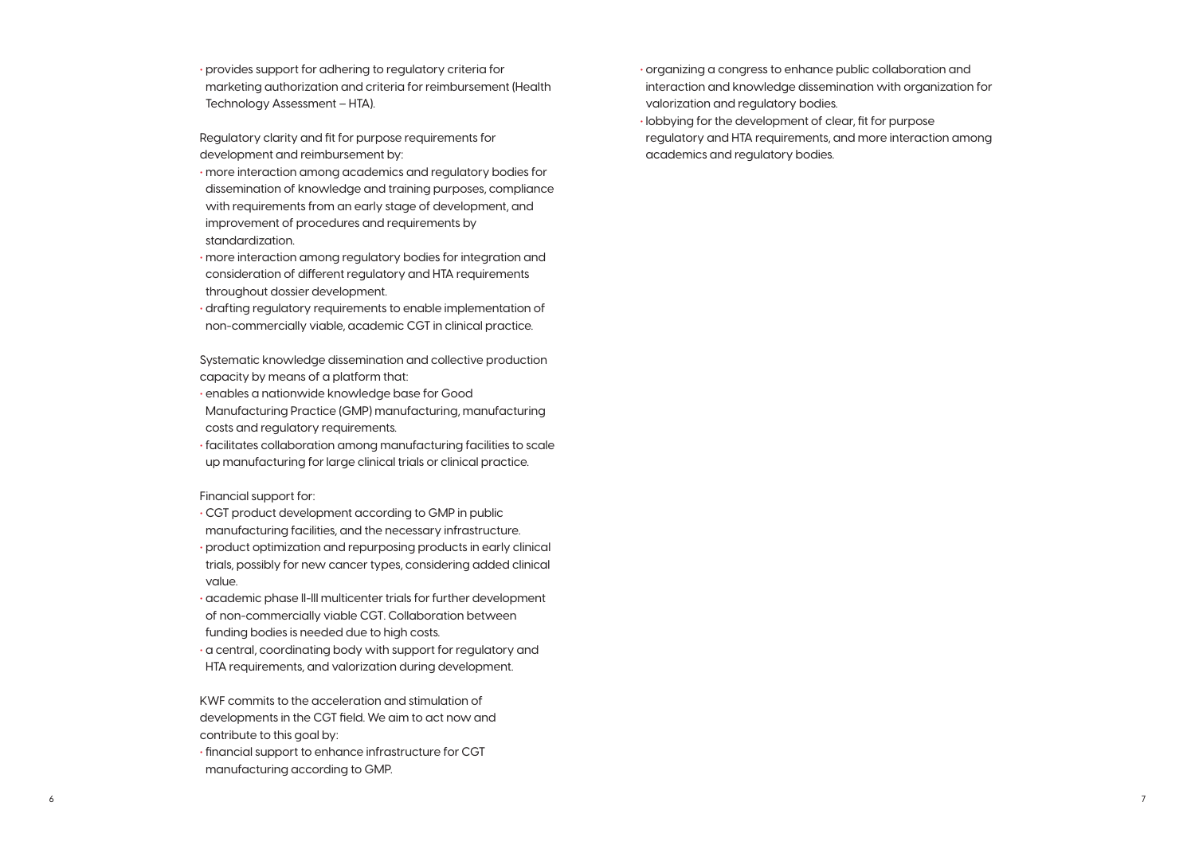- provides support for adhering to regulatory criteria for marketing authorization and criteria for reimbursement (Health Technology Assessment – HTA).

Regulatory clarity and fit for purpose requirements for development and reimbursement by:

- more interaction among academics and regulatory bodies for dissemination of knowledge and training purposes, compliance with requirements from an early stage of development, and improvement of procedures and requirements by standardization.
- more interaction among regulatory bodies for integration and consideration of different regulatory and HTA requirements throughout dossier development.
- drafting regulatory requirements to enable implementation of non-commercially viable, academic CGT in clinical practice.

Systematic knowledge dissemination and collective production capacity by means of a platform that:

- enables a nationwide knowledge base for Good Manufacturing Practice (GMP) manufacturing, manufacturing costs and regulatory requirements.
- facilitates collaboration among manufacturing facilities to scale up manufacturing for large clinical trials or clinical practice.

Financial support for:

- CGT product development according to GMP in public manufacturing facilities, and the necessary infrastructure.
- product optimization and repurposing products in early clinical trials, possibly for new cancer types, considering added clinical value.
- academic phase II-III multicenter trials for further development of non-commercially viable CGT. Collaboration between funding bodies is needed due to high costs.
- a central, coordinating body with support for regulatory and HTA requirements, and valorization during development.

KWF commits to the acceleration and stimulation of developments in the CGT field. We aim to act now and contribute to this goal by:

- financial support to enhance infrastructure for CGT manufacturing according to GMP.
- organizing a congress to enhance public collaboration and interaction and knowledge dissemination with organization for valorization and regulatory bodies.
- lobbying for the development of clear, fit for purpose regulatory and HTA requirements, and more interaction among academics and regulatory bodies.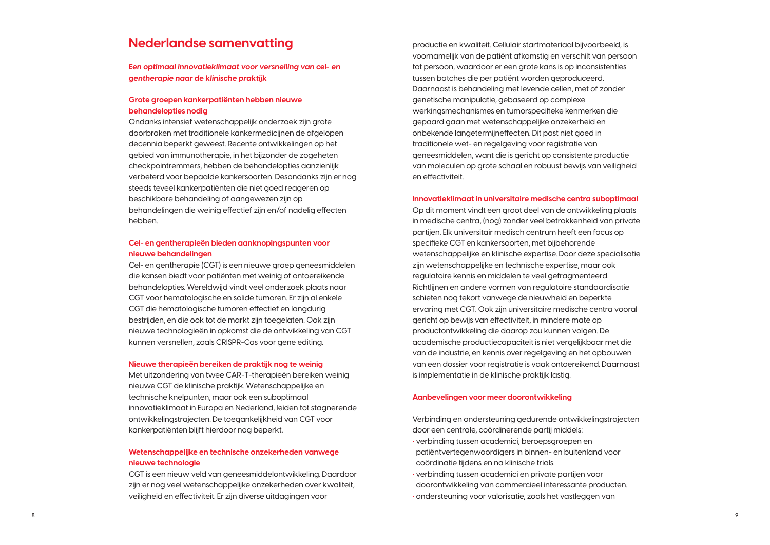# Nederlandse samenvatting

***Een optimaal innovatieklimaat voor versnelling van cel- en gentherapie naar de klinische praktijk***

### Grote groepen kankerpatiënten hebben nieuwe behandelopties nodig

Ondanks intensief wetenschappelijk onderzoek zijn grote doorbraken met traditionele kankermedicijnen de afgelopen decennia beperkt geweest. Recente ontwikkelingen op het gebied van immunotherapie, in het bijzonder de zogeheten checkpointremmers, hebben de behandelopties aanzienlijk verbeterd voor bepaalde kankersoorten. Desondanks zijn er nog steeds teveel kankerpatiënten die niet goed reageren op beschikbare behandeling of aangewezen zijn op behandelingen die weinig effectief zijn en/of nadelig effecten hebben.

### Cel- en gentherapieën bieden aanknopingspunten voor nieuwe behandelingen

Cel- en gentherapie (CGT) is een nieuwe groep geneesmiddelen die kansen biedt voor patiënten met weinig of ontoereikende behandelopties. Wereldwijd vindt veel onderzoek plaats naar CGT voor hematologische en solide tumoren. Er zijn al enkele CGT die hematologische tumoren effectief en langdurig bestrijden, en die ook tot de markt zijn toegelaten. Ook zijn nieuwe technologieën in opkomst die de ontwikkeling van CGT kunnen versnellen, zoals CRISPR-Cas voor gene editing.

### Nieuwe therapieën bereiken de praktijk nog te weinig

Met uitzondering van twee CAR-T-therapieën bereiken weinig nieuwe CGT de klinische praktijk. Wetenschappelijke en technische knelpunten, maar ook een suboptimaal innovatieklimaat in Europa en Nederland, leiden tot stagnerende ontwikkelingstrajecten. De toegankelijkheid van CGT voor kankerpatiënten blijft hierdoor nog beperkt.

### Wetenschappelijke en technische onzekerheden vanwege nieuwe technologie

CGT is een nieuw veld van geneesmiddelontwikkeling. Daardoor zijn er nog veel wetenschappelijke onzekerheden over kwaliteit, veiligheid en effectiviteit. Er zijn diverse uitdagingen voor productie en kwaliteit. Cellulair startmateriaal bijvoorbeeld, is voornamelijk van de patiënt afkomstig en verschilt van persoon tot persoon, waardoor er een grote kans is op inconsistenties tussen batches die per patiënt worden geproduceerd. Daarnaast is behandeling met levende cellen, met of zonder genetische manipulatie, gebaseerd op complexe werkingsmechanismes en tumorspecifieke kenmerken die gepaard gaan met wetenschappelijke onzekerheid en onbekende langetermijneffecten. Dit past niet goed in traditionele wet- en regelgeving voor registratie van geneesmiddelen, want die is gericht op consistente productie van moleculen op grote schaal en robuust bewijs van veiligheid en effectiviteit.

### Innovatieklimaat in universitaire medische centra suboptimaal

Op dit moment vindt een groot deel van de ontwikkeling plaats in medische centra, (nog) zonder veel betrokkenheid van private partijen. Elk universitair medisch centrum heeft een focus op specifieke CGT en kankersoorten, met bijbehorende wetenschappelijke en klinische expertise. Door deze specialisatie zijn wetenschappelijke en technische expertise, maar ook regulatoire kennis en middelen te veel gefragmenteerd. Richtlijnen en andere vormen van regulatoire standaardisatie schieten nog tekort vanwege de nieuwheid en beperkte ervaring met CGT. Ook zijn universitaire medische centra vooral gericht op bewijs van effectiviteit, in mindere mate op productontwikkeling die daarop zou kunnen volgen. De academische productiecapaciteit is niet vergelijkbaar met die van de industrie, en kennis over regelgeving en het opbouwen van een dossier voor registratie is vaak ontoereikend. Daarnaast is implementatie in de klinische praktijk lastig.

### Aanbevelingen voor meer doorontwikkeling

Verbinding en ondersteuning gedurende ontwikkelingstrajecten door een centrale, coördinerende partij middels:

- verbinding tussen academici, beroepsgroepen en patiëntvertegenwoordigers in binnen- en buitenland voor coördinatie tijdens en na klinische trials.
- verbinding tussen academici en private partijen voor doorontwikkeling van commercieel interessante producten.
- ondersteuning voor valorisatie, zoals het vastleggen van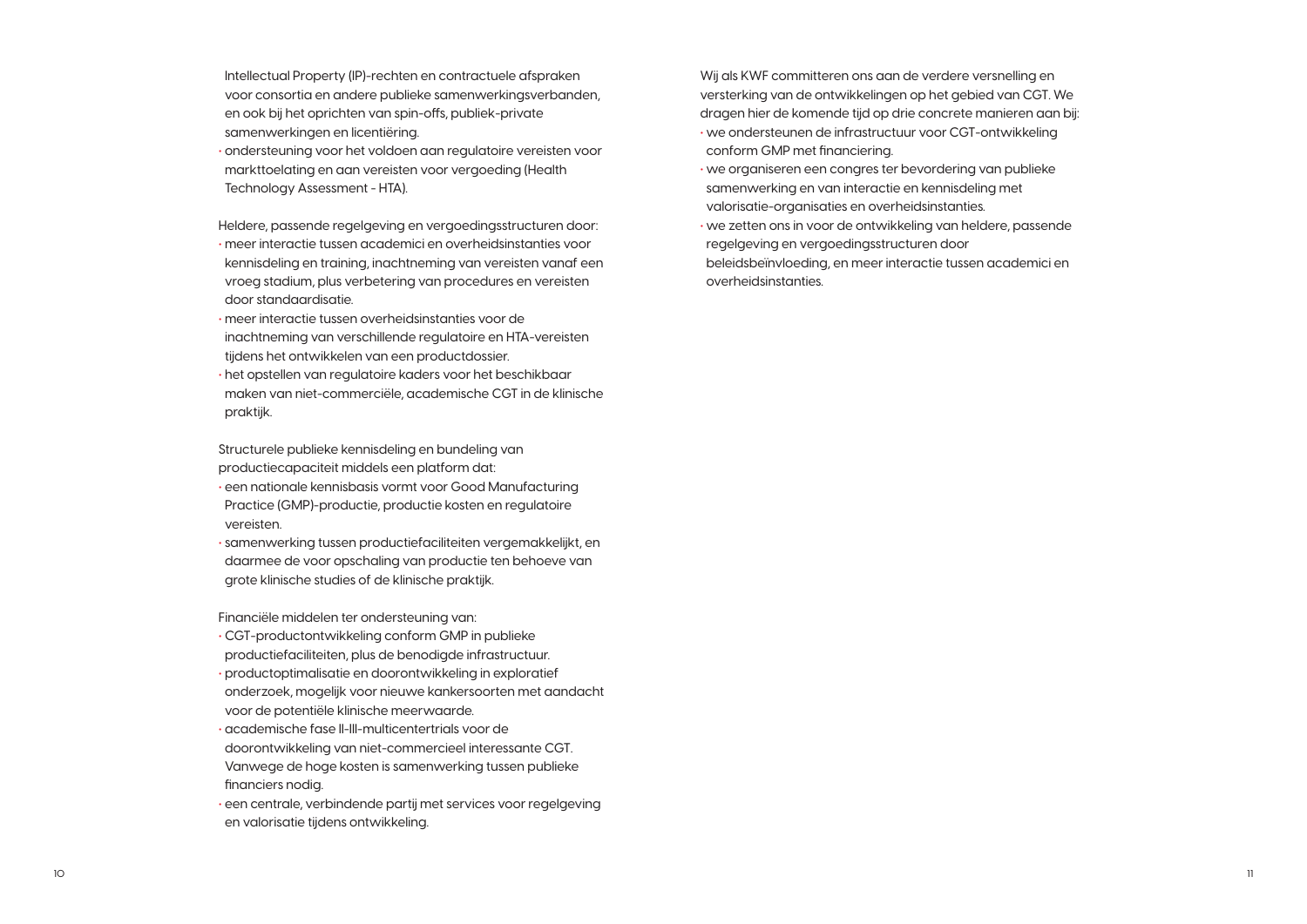Intellectual Property (IP)-rechten en contractuele afspraken voor consortia en andere publieke samenwerkingsverbanden, en ook bij het oprichten van spin-offs, publiek-private samenwerkingen en licentiëring.
- ondersteuning voor het voldoen aan regulatoire vereisten voor markttoelating en aan vereisten voor vergoeding (Health Technology Assessment - HTA).

Heldere, passende regelgeving en vergoedingsstructuren door:
- meer interactie tussen academici en overheidsinstanties voor kennisdeling en training, inachtneming van vereisten vanaf een vroeg stadium, plus verbetering van procedures en vereisten door standaardisatie.
- meer interactie tussen overheidsinstanties voor de inachtneming van verschillende regulatoire en HTA-vereisten tijdens het ontwikkelen van een productdossier.
- het opstellen van regulatoire kaders voor het beschikbaar maken van niet-commerciële, academische CGT in de klinische praktijk.

Structurele publieke kennisdeling en bundeling van productiecapaciteit middels een platform dat:
- een nationale kennisbasis vormt voor Good Manufacturing Practice (GMP)-productie, productie kosten en regulatoire vereisten.
- samenwerking tussen productiefaciliteiten vergemakkelijkt, en daarmee de voor opschaling van productie ten behoeve van grote klinische studies of de klinische praktijk.

Financiële middelen ter ondersteuning van:
- CGT-productontwikkeling conform GMP in publieke productiefaciliteiten, plus de benodigde infrastructuur.
- productoptimalisatie en doorontwikkeling in exploratief onderzoek, mogelijk voor nieuwe kankersoorten met aandacht voor de potentiële klinische meerwaarde.
- academische fase II-III-multicentertrials voor de doorontwikkeling van niet-commercieel interessante CGT. Vanwege de hoge kosten is samenwerking tussen publieke financiers nodig.
- een centrale, verbindende partij met services voor regelgeving en valorisatie tijdens ontwikkeling.

Wij als KWF committeren ons aan de verdere versnelling en versterking van de ontwikkelingen op het gebied van CGT. We dragen hier de komende tijd op drie concrete manieren aan bij:
- we ondersteunen de infrastructuur voor CGT-ontwikkeling conform GMP met financiering.
- we organiseren een congres ter bevordering van publieke samenwerking en van interactie en kennisdeling met valorisatie-organisaties en overheidsinstanties.
- we zetten ons in voor de ontwikkeling van heldere, passende regelgeving en vergoedingsstructuren door beleidsbeïnvloeding, en meer interactie tussen academici en overheidsinstanties.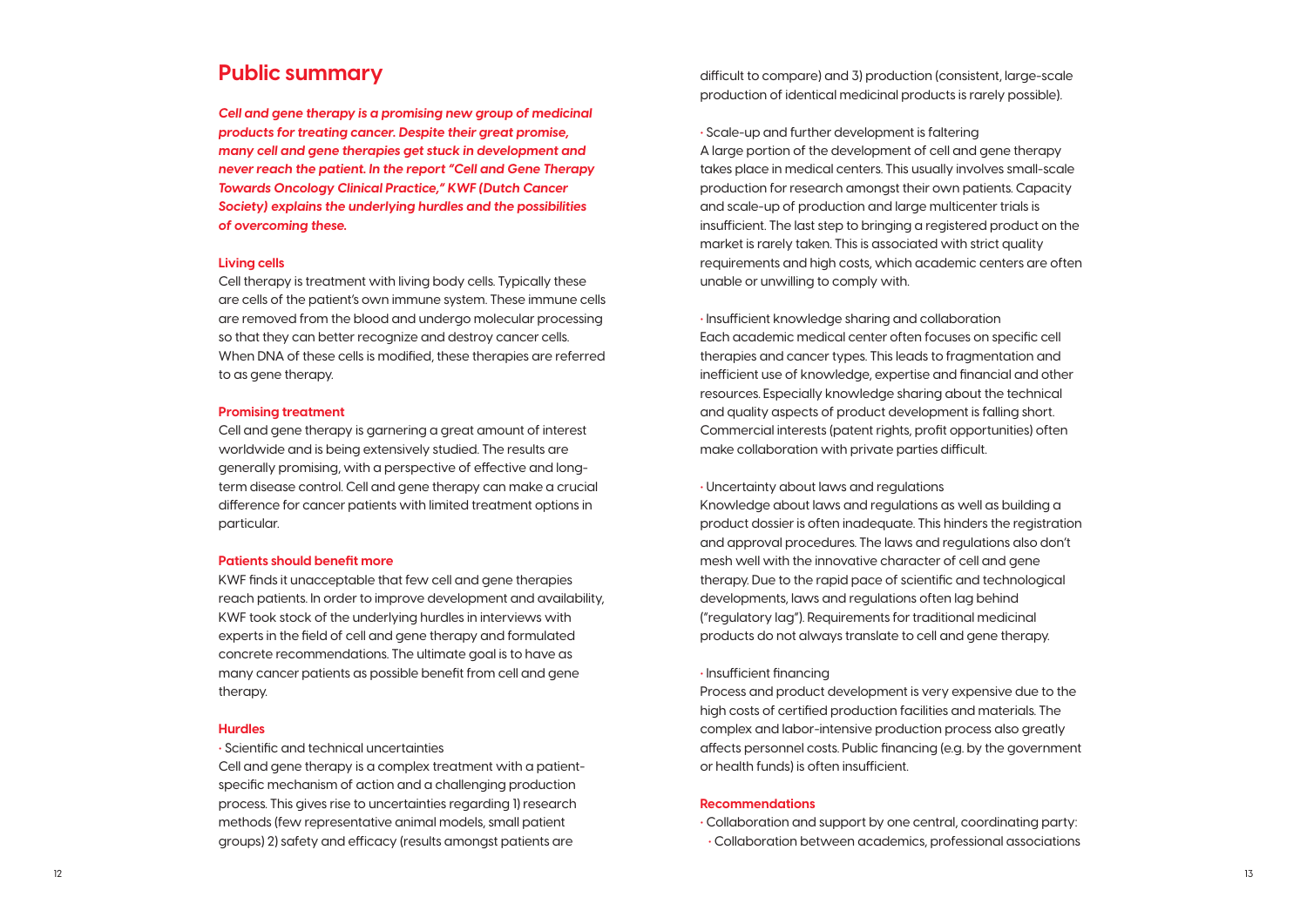## Public summary

***Cell and gene therapy is a promising new group of medicinal products for treating cancer. Despite their great promise, many cell and gene therapies get stuck in development and never reach the patient. In the report "Cell and Gene Therapy Towards Oncology Clinical Practice," KWF (Dutch Cancer Society) explains the underlying hurdles and the possibilities of overcoming these.***

**Living cells**

Cell therapy is treatment with living body cells. Typically these are cells of the patient's own immune system. These immune cells are removed from the blood and undergo molecular processing so that they can better recognize and destroy cancer cells. When DNA of these cells is modified, these therapies are referred to as gene therapy.

**Promising treatment**

Cell and gene therapy is garnering a great amount of interest worldwide and is being extensively studied. The results are generally promising, with a perspective of effective and long-term disease control. Cell and gene therapy can make a crucial difference for cancer patients with limited treatment options in particular.

**Patients should benefit more**

KWF finds it unacceptable that few cell and gene therapies reach patients. In order to improve development and availability, KWF took stock of the underlying hurdles in interviews with experts in the field of cell and gene therapy and formulated concrete recommendations. The ultimate goal is to have as many cancer patients as possible benefit from cell and gene therapy.

**Hurdles**

- Scientific and technical uncertainties

Cell and gene therapy is a complex treatment with a patient-specific mechanism of action and a challenging production process. This gives rise to uncertainties regarding 1) research methods (few representative animal models, small patient groups) 2) safety and efficacy (results amongst patients are difficult to compare) and 3) production (consistent, large-scale production of identical medicinal products is rarely possible).

- Scale-up and further development is faltering

A large portion of the development of cell and gene therapy takes place in medical centers. This usually involves small-scale production for research amongst their own patients. Capacity and scale-up of production and large multicenter trials is insufficient. The last step to bringing a registered product on the market is rarely taken. This is associated with strict quality requirements and high costs, which academic centers are often unable or unwilling to comply with.

- Insufficient knowledge sharing and collaboration

Each academic medical center often focuses on specific cell therapies and cancer types. This leads to fragmentation and inefficient use of knowledge, expertise and financial and other resources. Especially knowledge sharing about the technical and quality aspects of product development is falling short. Commercial interests (patent rights, profit opportunities) often make collaboration with private parties difficult.

- Uncertainty about laws and regulations

Knowledge about laws and regulations as well as building a product dossier is often inadequate. This hinders the registration and approval procedures. The laws and regulations also don't mesh well with the innovative character of cell and gene therapy. Due to the rapid pace of scientific and technological developments, laws and regulations often lag behind ("regulatory lag"). Requirements for traditional medicinal products do not always translate to cell and gene therapy.

- Insufficient financing

Process and product development is very expensive due to the high costs of certified production facilities and materials. The complex and labor-intensive production process also greatly affects personnel costs. Public financing (e.g. by the government or health funds) is often insufficient.

**Recommendations**

- Collaboration and support by one central, coordinating party:
  - Collaboration between academics, professional associations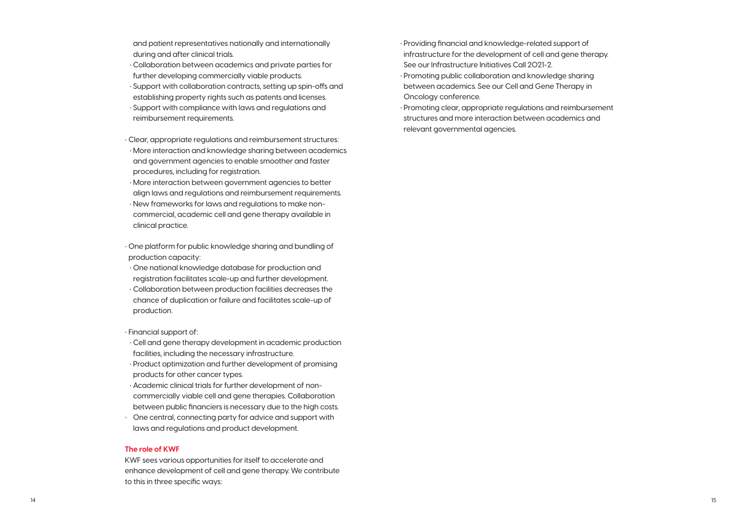and patient representatives nationally and internationally during and after clinical trials.
  - Collaboration between academics and private parties for further developing commercially viable products.
  - Support with collaboration contracts, setting up spin-offs and establishing property rights such as patents and licenses.
  - Support with compliance with laws and regulations and reimbursement requirements.

- Clear, appropriate regulations and reimbursement structures:
  - More interaction and knowledge sharing between academics and government agencies to enable smoother and faster procedures, including for registration.
  - More interaction between government agencies to better align laws and regulations and reimbursement requirements.
  - New frameworks for laws and regulations to make non-commercial, academic cell and gene therapy available in clinical practice.

- One platform for public knowledge sharing and bundling of production capacity:
  - One national knowledge database for production and registration facilitates scale-up and further development.
  - Collaboration between production facilities decreases the chance of duplication or failure and facilitates scale-up of production.

- Financial support of:
  - Cell and gene therapy development in academic production facilities, including the necessary infrastructure.
  - Product optimization and further development of promising products for other cancer types.
  - Academic clinical trials for further development of non-commercially viable cell and gene therapies. Collaboration between public financiers is necessary due to the high costs.
- One central, connecting party for advice and support with laws and regulations and product development.

**The role of KWF**

KWF sees various opportunities for itself to accelerate and enhance development of cell and gene therapy. We contribute to this in three specific ways:

- Providing financial and knowledge-related support of infrastructure for the development of cell and gene therapy. See our Infrastructure Initiatives Call 2021-2.
- Promoting public collaboration and knowledge sharing between academics. See our Cell and Gene Therapy in Oncology conference.
- Promoting clear, appropriate regulations and reimbursement structures and more interaction between academics and relevant governmental agencies.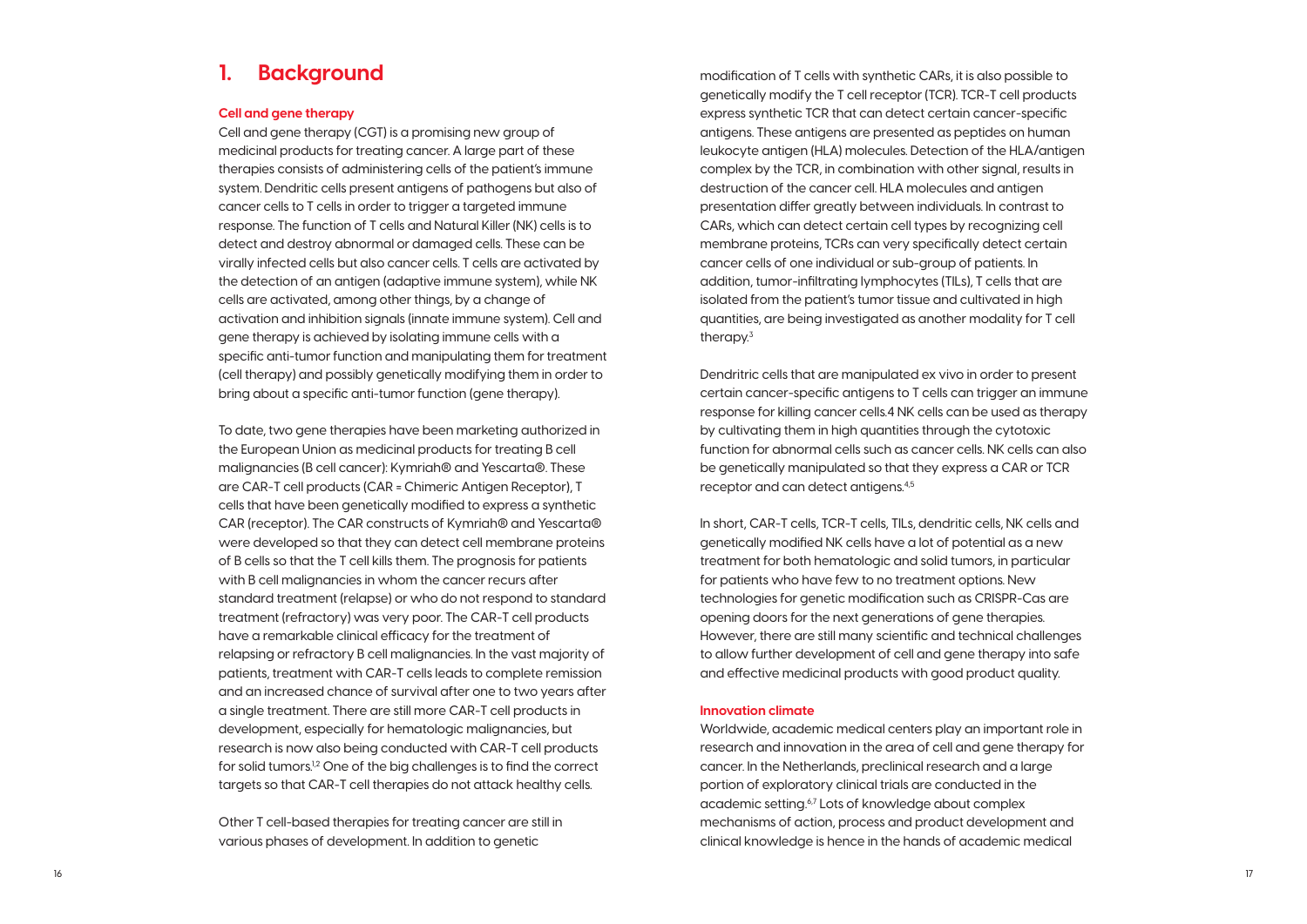# 1. Background

### Cell and gene therapy

Cell and gene therapy (CGT) is a promising new group of medicinal products for treating cancer. A large part of these therapies consists of administering cells of the patient's immune system. Dendritic cells present antigens of pathogens but also of cancer cells to T cells in order to trigger a targeted immune response. The function of T cells and Natural Killer (NK) cells is to detect and destroy abnormal or damaged cells. These can be virally infected cells but also cancer cells. T cells are activated by the detection of an antigen (adaptive immune system), while NK cells are activated, among other things, by a change of activation and inhibition signals (innate immune system). Cell and gene therapy is achieved by isolating immune cells with a specific anti-tumor function and manipulating them for treatment (cell therapy) and possibly genetically modifying them in order to bring about a specific anti-tumor function (gene therapy).

To date, two gene therapies have been marketing authorized in the European Union as medicinal products for treating B cell malignancies (B cell cancer): Kymriah® and Yescarta®. These are CAR-T cell products (CAR = Chimeric Antigen Receptor), T cells that have been genetically modified to express a synthetic CAR (receptor). The CAR constructs of Kymriah® and Yescarta® were developed so that they can detect cell membrane proteins of B cells so that the T cell kills them. The prognosis for patients with B cell malignancies in whom the cancer recurs after standard treatment (relapse) or who do not respond to standard treatment (refractory) was very poor. The CAR-T cell products have a remarkable clinical efficacy for the treatment of relapsing or refractory B cell malignancies. In the vast majority of patients, treatment with CAR-T cells leads to complete remission and an increased chance of survival after one to two years after a single treatment. There are still more CAR-T cell products in development, especially for hematologic malignancies, but research is now also being conducted with CAR-T cell products for solid tumors.[1,2] One of the big challenges is to find the correct targets so that CAR-T cell therapies do not attack healthy cells.

Other T cell-based therapies for treating cancer are still in various phases of development. In addition to genetic modification of T cells with synthetic CARs, it is also possible to genetically modify the T cell receptor (TCR). TCR-T cell products express synthetic TCR that can detect certain cancer-specific antigens. These antigens are presented as peptides on human leukocyte antigen (HLA) molecules. Detection of the HLA/antigen complex by the TCR, in combination with other signal, results in destruction of the cancer cell. HLA molecules and antigen presentation differ greatly between individuals. In contrast to CARs, which can detect certain cell types by recognizing cell membrane proteins, TCRs can very specifically detect certain cancer cells of one individual or sub-group of patients. In addition, tumor-infiltrating lymphocytes (TILs), T cells that are isolated from the patient's tumor tissue and cultivated in high quantities, are being investigated as another modality for T cell therapy.[3]

Dendritic cells that are manipulated ex vivo in order to present certain cancer-specific antigens to T cells can trigger an immune response for killing cancer cells.4 NK cells can be used as therapy by cultivating them in high quantities through the cytotoxic function for abnormal cells such as cancer cells. NK cells can also be genetically manipulated so that they express a CAR or TCR receptor and can detect antigens.[4,5]

In short, CAR-T cells, TCR-T cells, TILs, dendritic cells, NK cells and genetically modified NK cells have a lot of potential as a new treatment for both hematologic and solid tumors, in particular for patients who have few to no treatment options. New technologies for genetic modification such as CRISPR-Cas are opening doors for the next generations of gene therapies. However, there are still many scientific and technical challenges to allow further development of cell and gene therapy into safe and effective medicinal products with good product quality.

### Innovation climate

Worldwide, academic medical centers play an important role in research and innovation in the area of cell and gene therapy for cancer. In the Netherlands, preclinical research and a large portion of exploratory clinical trials are conducted in the academic setting.[6,7] Lots of knowledge about complex mechanisms of action, process and product development and clinical knowledge is hence in the hands of academic medical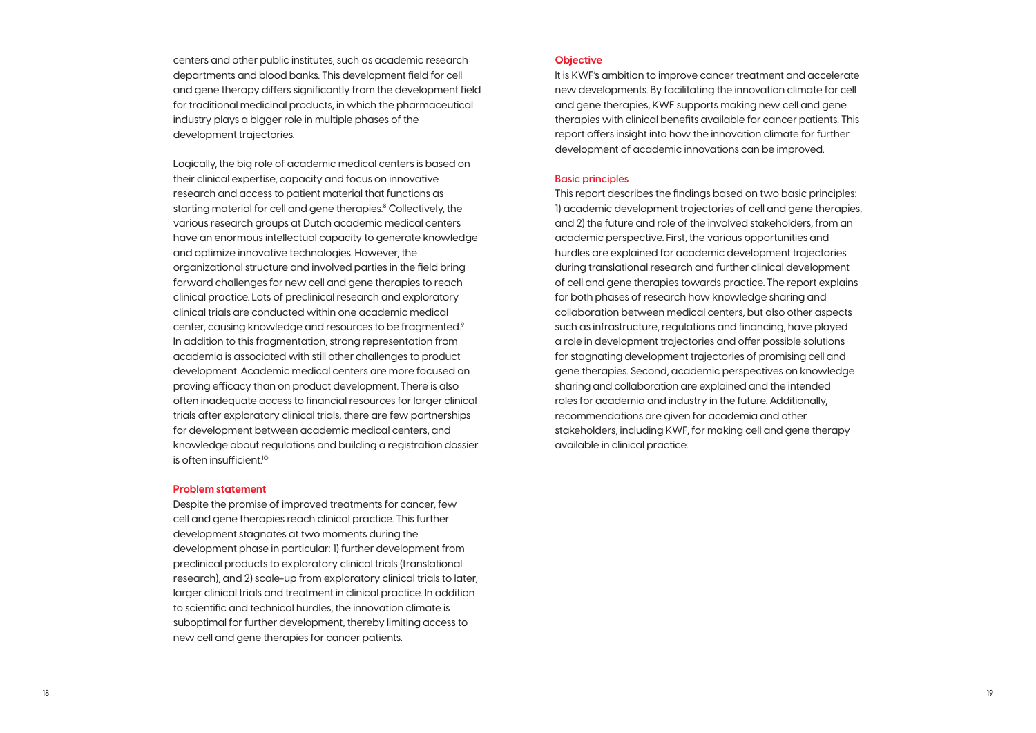centers and other public institutes, such as academic research departments and blood banks. This development field for cell and gene therapy differs significantly from the development field for traditional medicinal products, in which the pharmaceutical industry plays a bigger role in multiple phases of the development trajectories.

Logically, the big role of academic medical centers is based on their clinical expertise, capacity and focus on innovative research and access to patient material that functions as starting material for cell and gene therapies.[8] Collectively, the various research groups at Dutch academic medical centers have an enormous intellectual capacity to generate knowledge and optimize innovative technologies. However, the organizational structure and involved parties in the field bring forward challenges for new cell and gene therapies to reach clinical practice. Lots of preclinical research and exploratory clinical trials are conducted within one academic medical center, causing knowledge and resources to be fragmented.[9] In addition to this fragmentation, strong representation from academia is associated with still other challenges to product development. Academic medical centers are more focused on proving efficacy than on product development. There is also often inadequate access to financial resources for larger clinical trials after exploratory clinical trials, there are few partnerships for development between academic medical centers, and knowledge about regulations and building a registration dossier is often insufficient.[10]

### Problem statement

Despite the promise of improved treatments for cancer, few cell and gene therapies reach clinical practice. This further development stagnates at two moments during the development phase in particular: 1) further development from preclinical products to exploratory clinical trials (translational research), and 2) scale-up from exploratory clinical trials to later, larger clinical trials and treatment in clinical practice. In addition to scientific and technical hurdles, the innovation climate is suboptimal for further development, thereby limiting access to new cell and gene therapies for cancer patients.

### Objective

It is KWF's ambition to improve cancer treatment and accelerate new developments. By facilitating the innovation climate for cell and gene therapies, KWF supports making new cell and gene therapies with clinical benefits available for cancer patients. This report offers insight into how the innovation climate for further development of academic innovations can be improved.

### Basic principles

This report describes the findings based on two basic principles: 1) academic development trajectories of cell and gene therapies, and 2) the future and role of the involved stakeholders, from an academic perspective. First, the various opportunities and hurdles are explained for academic development trajectories during translational research and further clinical development of cell and gene therapies towards practice. The report explains for both phases of research how knowledge sharing and collaboration between medical centers, but also other aspects such as infrastructure, regulations and financing, have played a role in development trajectories and offer possible solutions for stagnating development trajectories of promising cell and gene therapies. Second, academic perspectives on knowledge sharing and collaboration are explained and the intended roles for academia and industry in the future. Additionally, recommendations are given for academia and other stakeholders, including KWF, for making cell and gene therapy available in clinical practice.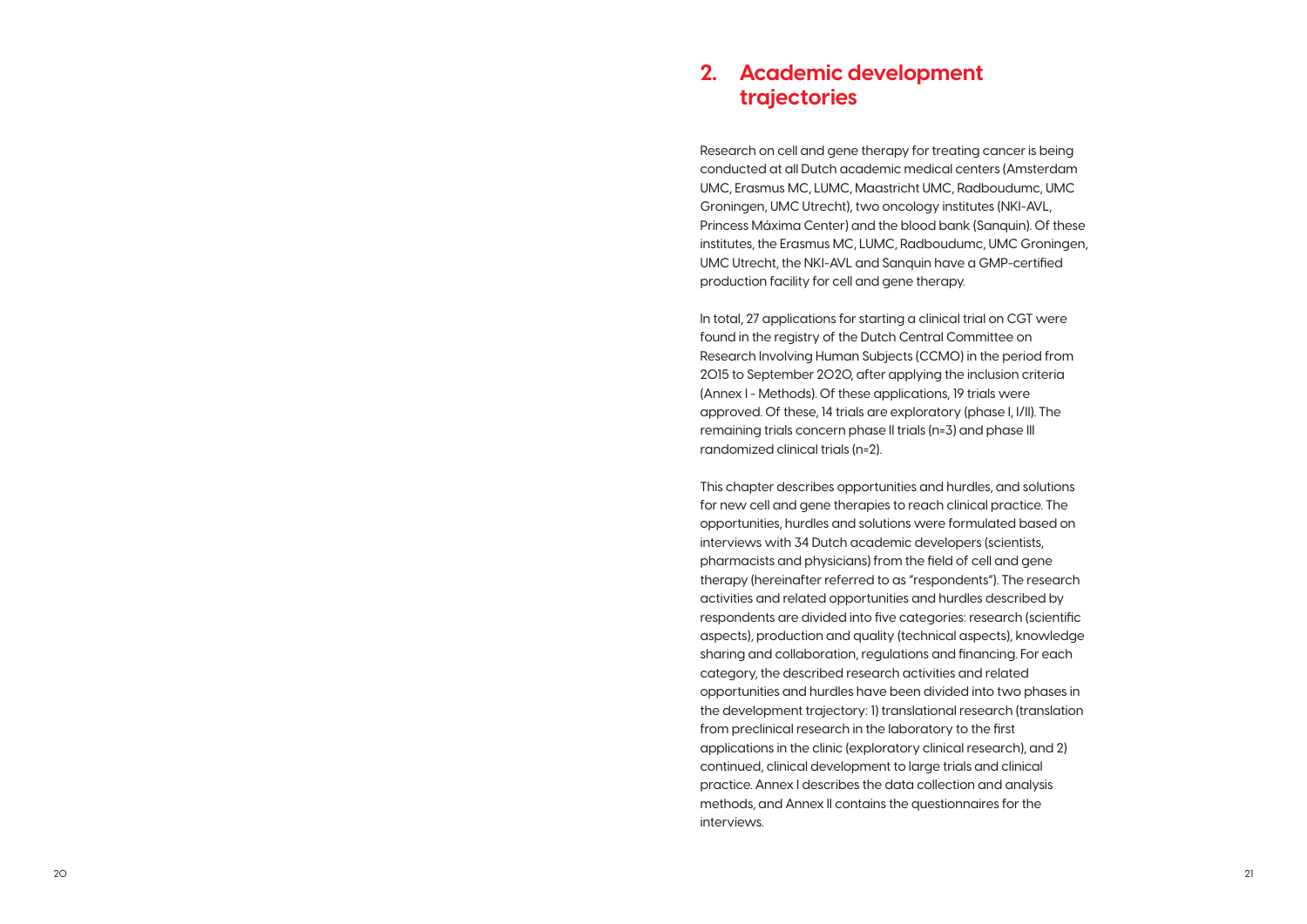## 2. Academic development trajectories

Research on cell and gene therapy for treating cancer is being conducted at all Dutch academic medical centers (Amsterdam UMC, Erasmus MC, LUMC, Maastricht UMC, Radboudumc, UMC Groningen, UMC Utrecht), two oncology institutes (NKI-AVL, Princess Máxima Center) and the blood bank (Sanquin). Of these institutes, the Erasmus MC, LUMC, Radboudumc, UMC Groningen, UMC Utrecht, the NKI-AVL and Sanquin have a GMP-certified production facility for cell and gene therapy.

In total, 27 applications for starting a clinical trial on CGT were found in the registry of the Dutch Central Committee on Research Involving Human Subjects (CCMO) in the period from 2015 to September 2020, after applying the inclusion criteria (Annex I - Methods). Of these applications, 19 trials were approved. Of these, 14 trials are exploratory (phase I, I/II). The remaining trials concern phase II trials (n=3) and phase III randomized clinical trials (n=2).

This chapter describes opportunities and hurdles, and solutions for new cell and gene therapies to reach clinical practice. The opportunities, hurdles and solutions were formulated based on interviews with 34 Dutch academic developers (scientists, pharmacists and physicians) from the field of cell and gene therapy (hereinafter referred to as "respondents"). The research activities and related opportunities and hurdles described by respondents are divided into five categories: research (scientific aspects), production and quality (technical aspects), knowledge sharing and collaboration, regulations and financing. For each category, the described research activities and related opportunities and hurdles have been divided into two phases in the development trajectory: 1) translational research (translation from preclinical research in the laboratory to the first applications in the clinic (exploratory clinical research), and 2) continued, clinical development to large trials and clinical practice. Annex I describes the data collection and analysis methods, and Annex II contains the questionnaires for the interviews.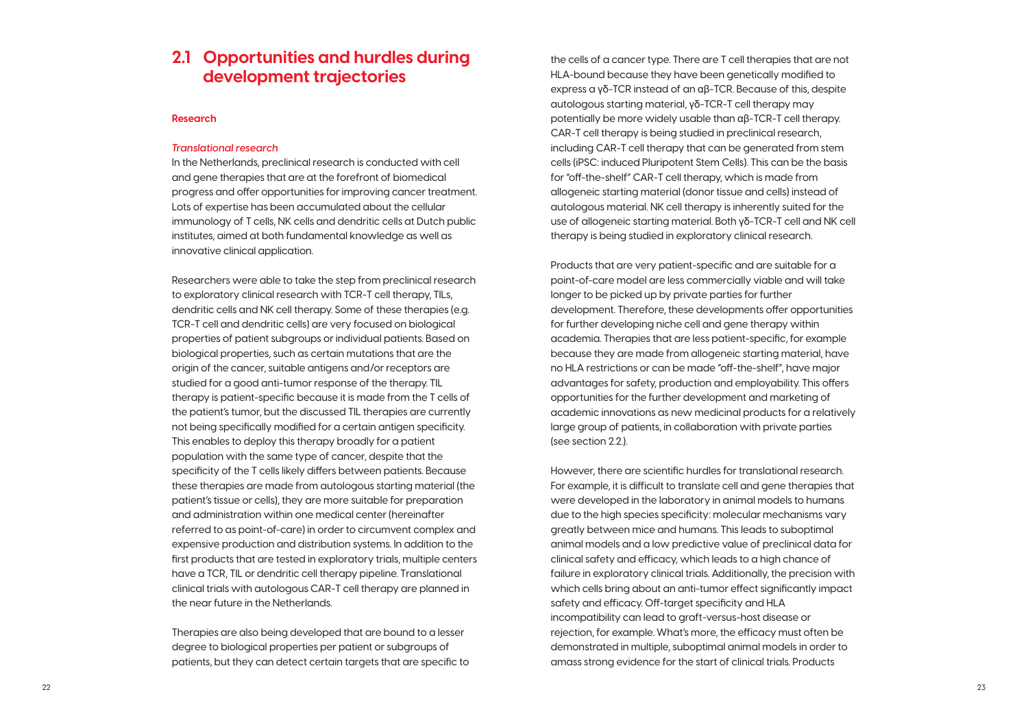## 2.1 Opportunities and hurdles during development trajectories

### Research

#### *Translational research*

In the Netherlands, preclinical research is conducted with cell and gene therapies that are at the forefront of biomedical progress and offer opportunities for improving cancer treatment. Lots of expertise has been accumulated about the cellular immunology of T cells, NK cells and dendritic cells at Dutch public institutes, aimed at both fundamental knowledge as well as innovative clinical application.

Researchers were able to take the step from preclinical research to exploratory clinical research with TCR-T cell therapy, TILs, dendritic cells and NK cell therapy. Some of these therapies (e.g. TCR-T cell and dendritic cells) are very focused on biological properties of patient subgroups or individual patients. Based on biological properties, such as certain mutations that are the origin of the cancer, suitable antigens and/or receptors are studied for a good anti-tumor response of the therapy. TIL therapy is patient-specific because it is made from the T cells of the patient's tumor, but the discussed TIL therapies are currently not being specifically modified for a certain antigen specificity. This enables to deploy this therapy broadly for a patient population with the same type of cancer, despite that the specificity of the T cells likely differs between patients. Because these therapies are made from autologous starting material (the patient's tissue or cells), they are more suitable for preparation and administration within one medical center (hereinafter referred to as point-of-care) in order to circumvent complex and expensive production and distribution systems. In addition to the first products that are tested in exploratory trials, multiple centers have a TCR, TIL or dendritic cell therapy pipeline. Translational clinical trials with autologous CAR-T cell therapy are planned in the near future in the Netherlands.

Therapies are also being developed that are bound to a lesser degree to biological properties per patient or subgroups of patients, but they can detect certain targets that are specific to the cells of a cancer type. There are T cell therapies that are not HLA-bound because they have been genetically modified to express a γδ-TCR instead of an αβ-TCR. Because of this, despite autologous starting material, γδ-TCR-T cell therapy may potentially be more widely usable than αβ-TCR-T cell therapy. CAR-T cell therapy is being studied in preclinical research, including CAR-T cell therapy that can be generated from stem cells (iPSC: induced Pluripotent Stem Cells). This can be the basis for "off-the-shelf" CAR-T cell therapy, which is made from allogeneic starting material (donor tissue and cells) instead of autologous material. NK cell therapy is inherently suited for the use of allogeneic starting material. Both γδ-TCR-T cell and NK cell therapy is being studied in exploratory clinical research.

Products that are very patient-specific and are suitable for a point-of-care model are less commercially viable and will take longer to be picked up by private parties for further development. Therefore, these developments offer opportunities for further developing niche cell and gene therapy within academia. Therapies that are less patient-specific, for example because they are made from allogeneic starting material, have no HLA restrictions or can be made "off-the-shelf", have major advantages for safety, production and employability. This offers opportunities for the further development and marketing of academic innovations as new medicinal products for a relatively large group of patients, in collaboration with private parties (see section 2.2.).

However, there are scientific hurdles for translational research. For example, it is difficult to translate cell and gene therapies that were developed in the laboratory in animal models to humans due to the high species specificity: molecular mechanisms vary greatly between mice and humans. This leads to suboptimal animal models and a low predictive value of preclinical data for clinical safety and efficacy, which leads to a high chance of failure in exploratory clinical trials. Additionally, the precision with which cells bring about an anti-tumor effect significantly impact safety and efficacy. Off-target specificity and HLA incompatibility can lead to graft-versus-host disease or rejection, for example. What's more, the efficacy must often be demonstrated in multiple, suboptimal animal models in order to amass strong evidence for the start of clinical trials. Products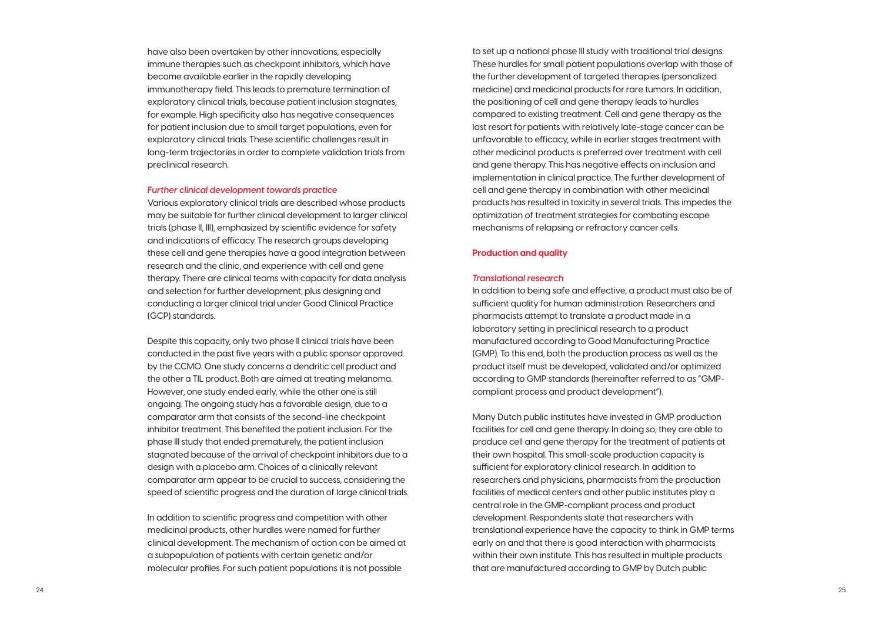have also been overtaken by other innovations, especially immune therapies such as checkpoint inhibitors, which have become available earlier in the rapidly developing immunotherapy field. This leads to premature termination of exploratory clinical trials, because patient inclusion stagnates, for example. High specificity also has negative consequences for patient inclusion due to small target populations, even for exploratory clinical trials. These scientific challenges result in long-term trajectories in order to complete validation trials from preclinical research.

### *Further clinical development towards practice*

Various exploratory clinical trials are described whose products may be suitable for further clinical development to larger clinical trials (phase II, III), emphasized by scientific evidence for safety and indications of efficacy. The research groups developing these cell and gene therapies have a good integration between research and the clinic, and experience with cell and gene therapy. There are clinical teams with capacity for data analysis and selection for further development, plus designing and conducting a larger clinical trial under Good Clinical Practice (GCP) standards.

Despite this capacity, only two phase II clinical trials have been conducted in the past five years with a public sponsor approved by the CCMO. One study concerns a dendritic cell product and the other a TIL product. Both are aimed at treating melanoma. However, one study ended early, while the other one is still ongoing. The ongoing study has a favorable design, due to a comparator arm that consists of the second-line checkpoint inhibitor treatment. This benefited the patient inclusion. For the phase III study that ended prematurely, the patient inclusion stagnated because of the arrival of checkpoint inhibitors due to a design with a placebo arm. Choices of a clinically relevant comparator arm appear to be crucial to success, considering the speed of scientific progress and the duration of large clinical trials.

In addition to scientific progress and competition with other medicinal products, other hurdles were named for further clinical development. The mechanism of action can be aimed at a subpopulation of patients with certain genetic and/or molecular profiles. For such patient populations it is not possible to set up a national phase III study with traditional trial designs. These hurdles for small patient populations overlap with those of the further development of targeted therapies (personalized medicine) and medicinal products for rare tumors. In addition, the positioning of cell and gene therapy leads to hurdles compared to existing treatment. Cell and gene therapy as the last resort for patients with relatively late-stage cancer can be unfavorable to efficacy, while in earlier stages treatment with other medicinal products is preferred over treatment with cell and gene therapy. This has negative effects on inclusion and implementation in clinical practice. The further development of cell and gene therapy in combination with other medicinal products has resulted in toxicity in several trials. This impedes the optimization of treatment strategies for combating escape mechanisms of relapsing or refractory cancer cells.

## **Production and quality**

### *Translational research*

In addition to being safe and effective, a product must also be of sufficient quality for human administration. Researchers and pharmacists attempt to translate a product made in a laboratory setting in preclinical research to a product manufactured according to Good Manufacturing Practice (GMP). To this end, both the production process as well as the product itself must be developed, validated and/or optimized according to GMP standards (hereinafter referred to as "GMP-compliant process and product development").

Many Dutch public institutes have invested in GMP production facilities for cell and gene therapy. In doing so, they are able to produce cell and gene therapy for the treatment of patients at their own hospital. This small-scale production capacity is sufficient for exploratory clinical research. In addition to researchers and physicians, pharmacists from the production facilities of medical centers and other public institutes play a central role in the GMP-compliant process and product development. Respondents state that researchers with translational experience have the capacity to think in GMP terms early on and that there is good interaction with pharmacists within their own institute. This has resulted in multiple products that are manufactured according to GMP by Dutch public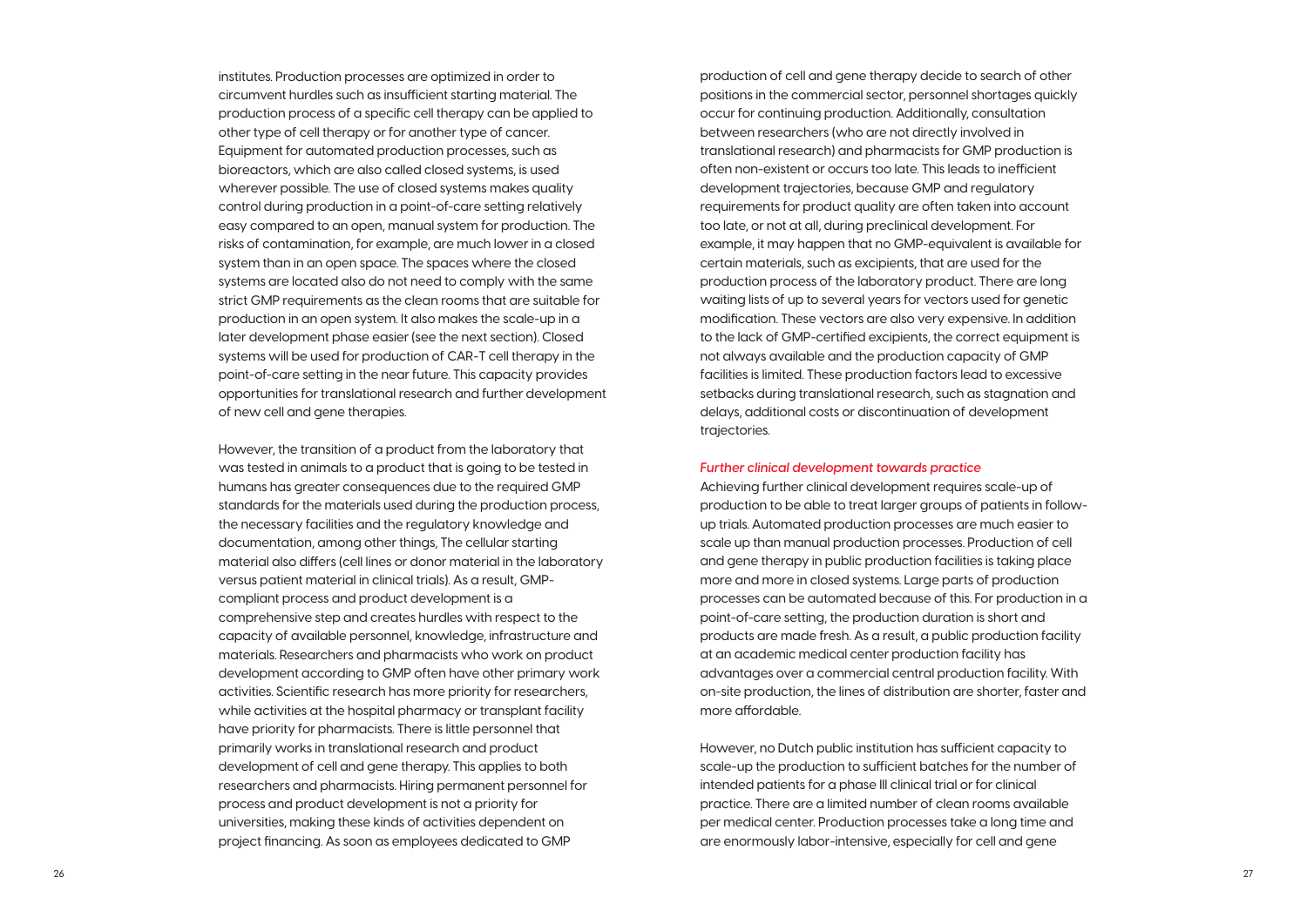institutes. Production processes are optimized in order to circumvent hurdles such as insufficient starting material. The production process of a specific cell therapy can be applied to other type of cell therapy or for another type of cancer. Equipment for automated production processes, such as bioreactors, which are also called closed systems, is used wherever possible. The use of closed systems makes quality control during production in a point-of-care setting relatively easy compared to an open, manual system for production. The risks of contamination, for example, are much lower in a closed system than in an open space. The spaces where the closed systems are located also do not need to comply with the same strict GMP requirements as the clean rooms that are suitable for production in an open system. It also makes the scale-up in a later development phase easier (see the next section). Closed systems will be used for production of CAR-T cell therapy in the point-of-care setting in the near future. This capacity provides opportunities for translational research and further development of new cell and gene therapies.

However, the transition of a product from the laboratory that was tested in animals to a product that is going to be tested in humans has greater consequences due to the required GMP standards for the materials used during the production process, the necessary facilities and the regulatory knowledge and documentation, among other things, The cellular starting material also differs (cell lines or donor material in the laboratory versus patient material in clinical trials). As a result, GMP-compliant process and product development is a comprehensive step and creates hurdles with respect to the capacity of available personnel, knowledge, infrastructure and materials. Researchers and pharmacists who work on product development according to GMP often have other primary work activities. Scientific research has more priority for researchers, while activities at the hospital pharmacy or transplant facility have priority for pharmacists. There is little personnel that primarily works in translational research and product development of cell and gene therapy. This applies to both researchers and pharmacists. Hiring permanent personnel for process and product development is not a priority for universities, making these kinds of activities dependent on project financing. As soon as employees dedicated to GMP production of cell and gene therapy decide to search of other positions in the commercial sector, personnel shortages quickly occur for continuing production. Additionally, consultation between researchers (who are not directly involved in translational research) and pharmacists for GMP production is often non-existent or occurs too late. This leads to inefficient development trajectories, because GMP and regulatory requirements for product quality are often taken into account too late, or not at all, during preclinical development. For example, it may happen that no GMP-equivalent is available for certain materials, such as excipients, that are used for the production process of the laboratory product. There are long waiting lists of up to several years for vectors used for genetic modification. These vectors are also very expensive. In addition to the lack of GMP-certified excipients, the correct equipment is not always available and the production capacity of GMP facilities is limited. These production factors lead to excessive setbacks during translational research, such as stagnation and delays, additional costs or discontinuation of development trajectories.

### *Further clinical development towards practice*

Achieving further clinical development requires scale-up of production to be able to treat larger groups of patients in follow-up trials. Automated production processes are much easier to scale up than manual production processes. Production of cell and gene therapy in public production facilities is taking place more and more in closed systems. Large parts of production processes can be automated because of this. For production in a point-of-care setting, the production duration is short and products are made fresh. As a result, a public production facility at an academic medical center production facility has advantages over a commercial central production facility. With on-site production, the lines of distribution are shorter, faster and more affordable.

However, no Dutch public institution has sufficient capacity to scale-up the production to sufficient batches for the number of intended patients for a phase III clinical trial or for clinical practice. There are a limited number of clean rooms available per medical center. Production processes take a long time and are enormously labor-intensive, especially for cell and gene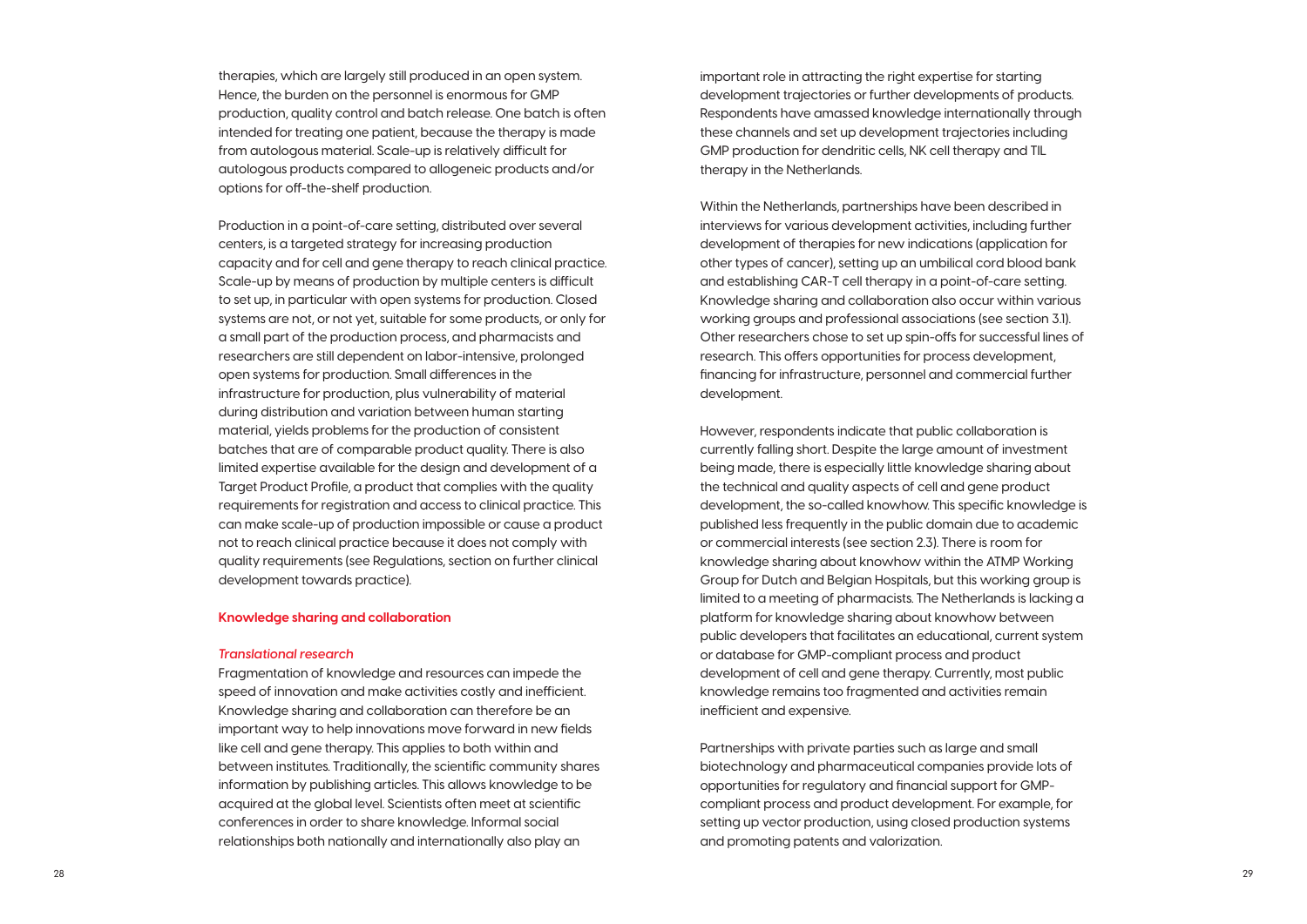therapies, which are largely still produced in an open system. Hence, the burden on the personnel is enormous for GMP production, quality control and batch release. One batch is often intended for treating one patient, because the therapy is made from autologous material. Scale-up is relatively difficult for autologous products compared to allogeneic products and/or options for off-the-shelf production.

Production in a point-of-care setting, distributed over several centers, is a targeted strategy for increasing production capacity and for cell and gene therapy to reach clinical practice. Scale-up by means of production by multiple centers is difficult to set up, in particular with open systems for production. Closed systems are not, or not yet, suitable for some products, or only for a small part of the production process, and pharmacists and researchers are still dependent on labor-intensive, prolonged open systems for production. Small differences in the infrastructure for production, plus vulnerability of material during distribution and variation between human starting material, yields problems for the production of consistent batches that are of comparable product quality. There is also limited expertise available for the design and development of a Target Product Profile, a product that complies with the quality requirements for registration and access to clinical practice. This can make scale-up of production impossible or cause a product not to reach clinical practice because it does not comply with quality requirements (see Regulations, section on further clinical development towards practice).

### Knowledge sharing and collaboration

#### *Translational research*

Fragmentation of knowledge and resources can impede the speed of innovation and make activities costly and inefficient. Knowledge sharing and collaboration can therefore be an important way to help innovations move forward in new fields like cell and gene therapy. This applies to both within and between institutes. Traditionally, the scientific community shares information by publishing articles. This allows knowledge to be acquired at the global level. Scientists often meet at scientific conferences in order to share knowledge. Informal social relationships both nationally and internationally also play an important role in attracting the right expertise for starting development trajectories or further developments of products. Respondents have amassed knowledge internationally through these channels and set up development trajectories including GMP production for dendritic cells, NK cell therapy and TIL therapy in the Netherlands.

Within the Netherlands, partnerships have been described in interviews for various development activities, including further development of therapies for new indications (application for other types of cancer), setting up an umbilical cord blood bank and establishing CAR-T cell therapy in a point-of-care setting. Knowledge sharing and collaboration also occur within various working groups and professional associations (see section 3.1). Other researchers chose to set up spin-offs for successful lines of research. This offers opportunities for process development, financing for infrastructure, personnel and commercial further development.

However, respondents indicate that public collaboration is currently falling short. Despite the large amount of investment being made, there is especially little knowledge sharing about the technical and quality aspects of cell and gene product development, the so-called knowhow. This specific knowledge is published less frequently in the public domain due to academic or commercial interests (see section 2.3). There is room for knowledge sharing about knowhow within the ATMP Working Group for Dutch and Belgian Hospitals, but this working group is limited to a meeting of pharmacists. The Netherlands is lacking a platform for knowledge sharing about knowhow between public developers that facilitates an educational, current system or database for GMP-compliant process and product development of cell and gene therapy. Currently, most public knowledge remains too fragmented and activities remain inefficient and expensive.

Partnerships with private parties such as large and small biotechnology and pharmaceutical companies provide lots of opportunities for regulatory and financial support for GMP-compliant process and product development. For example, for setting up vector production, using closed production systems and promoting patents and valorization.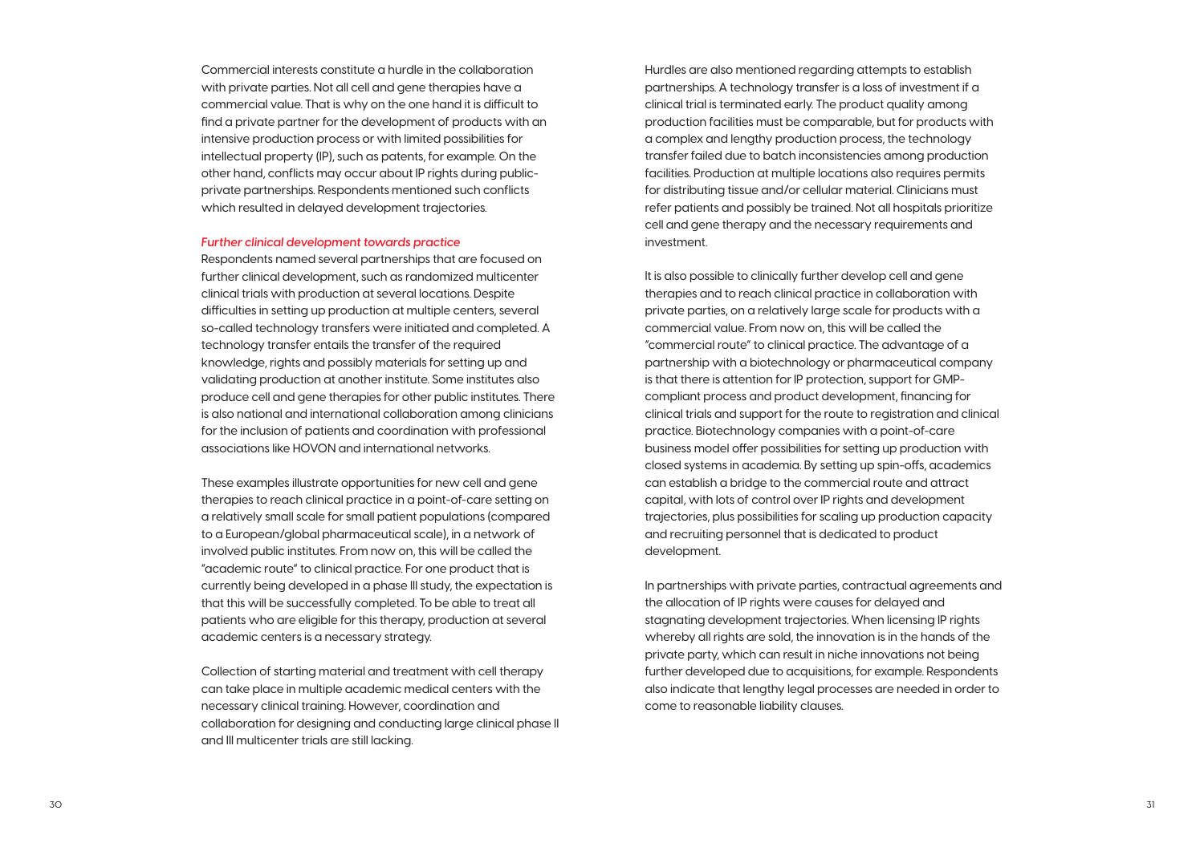Commercial interests constitute a hurdle in the collaboration with private parties. Not all cell and gene therapies have a commercial value. That is why on the one hand it is difficult to find a private partner for the development of products with an intensive production process or with limited possibilities for intellectual property (IP), such as patents, for example. On the other hand, conflicts may occur about IP rights during public-private partnerships. Respondents mentioned such conflicts which resulted in delayed development trajectories.

### *Further clinical development towards practice*

Respondents named several partnerships that are focused on further clinical development, such as randomized multicenter clinical trials with production at several locations. Despite difficulties in setting up production at multiple centers, several so-called technology transfers were initiated and completed. A technology transfer entails the transfer of the required knowledge, rights and possibly materials for setting up and validating production at another institute. Some institutes also produce cell and gene therapies for other public institutes. There is also national and international collaboration among clinicians for the inclusion of patients and coordination with professional associations like HOVON and international networks.

These examples illustrate opportunities for new cell and gene therapies to reach clinical practice in a point-of-care setting on a relatively small scale for small patient populations (compared to a European/global pharmaceutical scale), in a network of involved public institutes. From now on, this will be called the "academic route" to clinical practice. For one product that is currently being developed in a phase III study, the expectation is that this will be successfully completed. To be able to treat all patients who are eligible for this therapy, production at several academic centers is a necessary strategy.

Collection of starting material and treatment with cell therapy can take place in multiple academic medical centers with the necessary clinical training. However, coordination and collaboration for designing and conducting large clinical phase II and III multicenter trials are still lacking.

Hurdles are also mentioned regarding attempts to establish partnerships. A technology transfer is a loss of investment if a clinical trial is terminated early. The product quality among production facilities must be comparable, but for products with a complex and lengthy production process, the technology transfer failed due to batch inconsistencies among production facilities. Production at multiple locations also requires permits for distributing tissue and/or cellular material. Clinicians must refer patients and possibly be trained. Not all hospitals prioritize cell and gene therapy and the necessary requirements and investment.

It is also possible to clinically further develop cell and gene therapies and to reach clinical practice in collaboration with private parties, on a relatively large scale for products with a commercial value. From now on, this will be called the "commercial route" to clinical practice. The advantage of a partnership with a biotechnology or pharmaceutical company is that there is attention for IP protection, support for GMP-compliant process and product development, financing for clinical trials and support for the route to registration and clinical practice. Biotechnology companies with a point-of-care business model offer possibilities for setting up production with closed systems in academia. By setting up spin-offs, academics can establish a bridge to the commercial route and attract capital, with lots of control over IP rights and development trajectories, plus possibilities for scaling up production capacity and recruiting personnel that is dedicated to product development.

In partnerships with private parties, contractual agreements and the allocation of IP rights were causes for delayed and stagnating development trajectories. When licensing IP rights whereby all rights are sold, the innovation is in the hands of the private party, which can result in niche innovations not being further developed due to acquisitions, for example. Respondents also indicate that lengthy legal processes are needed in order to come to reasonable liability clauses.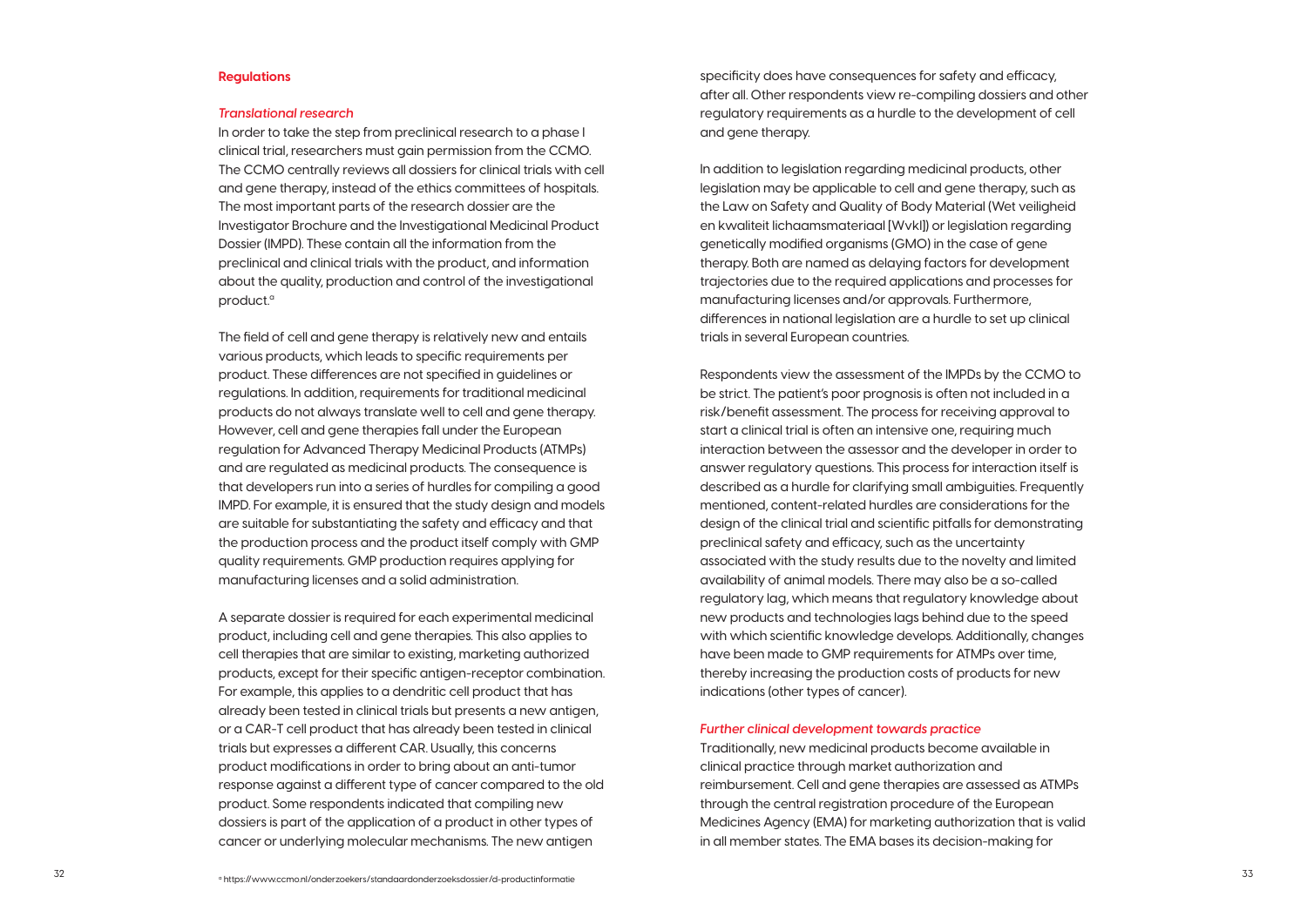## Regulations

### *Translational research*

In order to take the step from preclinical research to a phase I clinical trial, researchers must gain permission from the CCMO. The CCMO centrally reviews all dossiers for clinical trials with cell and gene therapy, instead of the ethics committees of hospitals. The most important parts of the research dossier are the Investigator Brochure and the Investigational Medicinal Product Dossier (IMPD). These contain all the information from the preclinical and clinical trials with the product, and information about the quality, production and control of the investigational product.[a]

The field of cell and gene therapy is relatively new and entails various products, which leads to specific requirements per product. These differences are not specified in guidelines or regulations. In addition, requirements for traditional medicinal products do not always translate well to cell and gene therapy. However, cell and gene therapies fall under the European regulation for Advanced Therapy Medicinal Products (ATMPs) and are regulated as medicinal products. The consequence is that developers run into a series of hurdles for compiling a good IMPD. For example, it is ensured that the study design and models are suitable for substantiating the safety and efficacy and that the production process and the product itself comply with GMP quality requirements. GMP production requires applying for manufacturing licenses and a solid administration.

A separate dossier is required for each experimental medicinal product, including cell and gene therapies. This also applies to cell therapies that are similar to existing, marketing authorized products, except for their specific antigen-receptor combination. For example, this applies to a dendritic cell product that has already been tested in clinical trials but presents a new antigen, or a CAR-T cell product that has already been tested in clinical trials but expresses a different CAR. Usually, this concerns product modifications in order to bring about an anti-tumor response against a different type of cancer compared to the old product. Some respondents indicated that compiling new dossiers is part of the application of a product in other types of cancer or underlying molecular mechanisms. The new antigen specificity does have consequences for safety and efficacy, after all. Other respondents view re-compiling dossiers and other regulatory requirements as a hurdle to the development of cell and gene therapy.

In addition to legislation regarding medicinal products, other legislation may be applicable to cell and gene therapy, such as the Law on Safety and Quality of Body Material (Wet veiligheid en kwaliteit lichaamsmateriaal [Wvkl]) or legislation regarding genetically modified organisms (GMO) in the case of gene therapy. Both are named as delaying factors for development trajectories due to the required applications and processes for manufacturing licenses and/or approvals. Furthermore, differences in national legislation are a hurdle to set up clinical trials in several European countries.

Respondents view the assessment of the IMPDs by the CCMO to be strict. The patient's poor prognosis is often not included in a risk/benefit assessment. The process for receiving approval to start a clinical trial is often an intensive one, requiring much interaction between the assessor and the developer in order to answer regulatory questions. This process for interaction itself is described as a hurdle for clarifying small ambiguities. Frequently mentioned, content-related hurdles are considerations for the design of the clinical trial and scientific pitfalls for demonstrating preclinical safety and efficacy, such as the uncertainty associated with the study results due to the novelty and limited availability of animal models. There may also be a so-called regulatory lag, which means that regulatory knowledge about new products and technologies lags behind due to the speed with which scientific knowledge develops. Additionally, changes have been made to GMP requirements for ATMPs over time, thereby increasing the production costs of products for new indications (other types of cancer).

### *Further clinical development towards practice*

Traditionally, new medicinal products become available in clinical practice through market authorization and reimbursement. Cell and gene therapies are assessed as ATMPs through the central registration procedure of the European Medicines Agency (EMA) for marketing authorization that is valid in all member states. The EMA bases its decision-making for

[a] https://www.ccmo.nl/onderzoekers/standaardonderzoeksdossier/d-productinformatie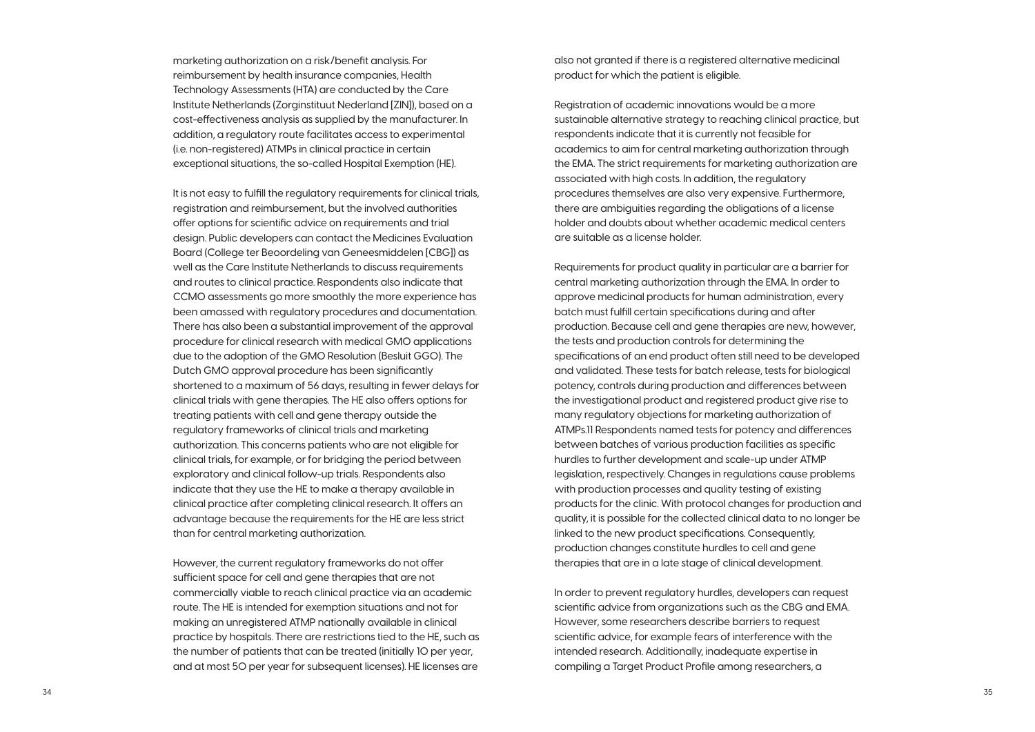marketing authorization on a risk/benefit analysis. For reimbursement by health insurance companies, Health Technology Assessments (HTA) are conducted by the Care Institute Netherlands (Zorginstituut Nederland [ZIN]), based on a cost-effectiveness analysis as supplied by the manufacturer. In addition, a regulatory route facilitates access to experimental (i.e. non-registered) ATMPs in clinical practice in certain exceptional situations, the so-called Hospital Exemption (HE).

It is not easy to fulfill the regulatory requirements for clinical trials, registration and reimbursement, but the involved authorities offer options for scientific advice on requirements and trial design. Public developers can contact the Medicines Evaluation Board (College ter Beoordeling van Geneesmiddelen [CBG]) as well as the Care Institute Netherlands to discuss requirements and routes to clinical practice. Respondents also indicate that CCMO assessments go more smoothly the more experience has been amassed with regulatory procedures and documentation. There has also been a substantial improvement of the approval procedure for clinical research with medical GMO applications due to the adoption of the GMO Resolution (Besluit GGO). The Dutch GMO approval procedure has been significantly shortened to a maximum of 56 days, resulting in fewer delays for clinical trials with gene therapies. The HE also offers options for treating patients with cell and gene therapy outside the regulatory frameworks of clinical trials and marketing authorization. This concerns patients who are not eligible for clinical trials, for example, or for bridging the period between exploratory and clinical follow-up trials. Respondents also indicate that they use the HE to make a therapy available in clinical practice after completing clinical research. It offers an advantage because the requirements for the HE are less strict than for central marketing authorization.

However, the current regulatory frameworks do not offer sufficient space for cell and gene therapies that are not commercially viable to reach clinical practice via an academic route. The HE is intended for exemption situations and not for making an unregistered ATMP nationally available in clinical practice by hospitals. There are restrictions tied to the HE, such as the number of patients that can be treated (initially 10 per year, and at most 50 per year for subsequent licenses). HE licenses are also not granted if there is a registered alternative medicinal product for which the patient is eligible.

Registration of academic innovations would be a more sustainable alternative strategy to reaching clinical practice, but respondents indicate that it is currently not feasible for academics to aim for central marketing authorization through the EMA. The strict requirements for marketing authorization are associated with high costs. In addition, the regulatory procedures themselves are also very expensive. Furthermore, there are ambiguities regarding the obligations of a license holder and doubts about whether academic medical centers are suitable as a license holder.

Requirements for product quality in particular are a barrier for central marketing authorization through the EMA. In order to approve medicinal products for human administration, every batch must fulfill certain specifications during and after production. Because cell and gene therapies are new, however, the tests and production controls for determining the specifications of an end product often still need to be developed and validated. These tests for batch release, tests for biological potency, controls during production and differences between the investigational product and registered product give rise to many regulatory objections for marketing authorization of ATMPs.[11] Respondents named tests for potency and differences between batches of various production facilities as specific hurdles to further development and scale-up under ATMP legislation, respectively. Changes in regulations cause problems with production processes and quality testing of existing products for the clinic. With protocol changes for production and quality, it is possible for the collected clinical data to no longer be linked to the new product specifications. Consequently, production changes constitute hurdles to cell and gene therapies that are in a late stage of clinical development.

In order to prevent regulatory hurdles, developers can request scientific advice from organizations such as the CBG and EMA. However, some researchers describe barriers to request scientific advice, for example fears of interference with the intended research. Additionally, inadequate expertise in compiling a Target Product Profile among researchers, a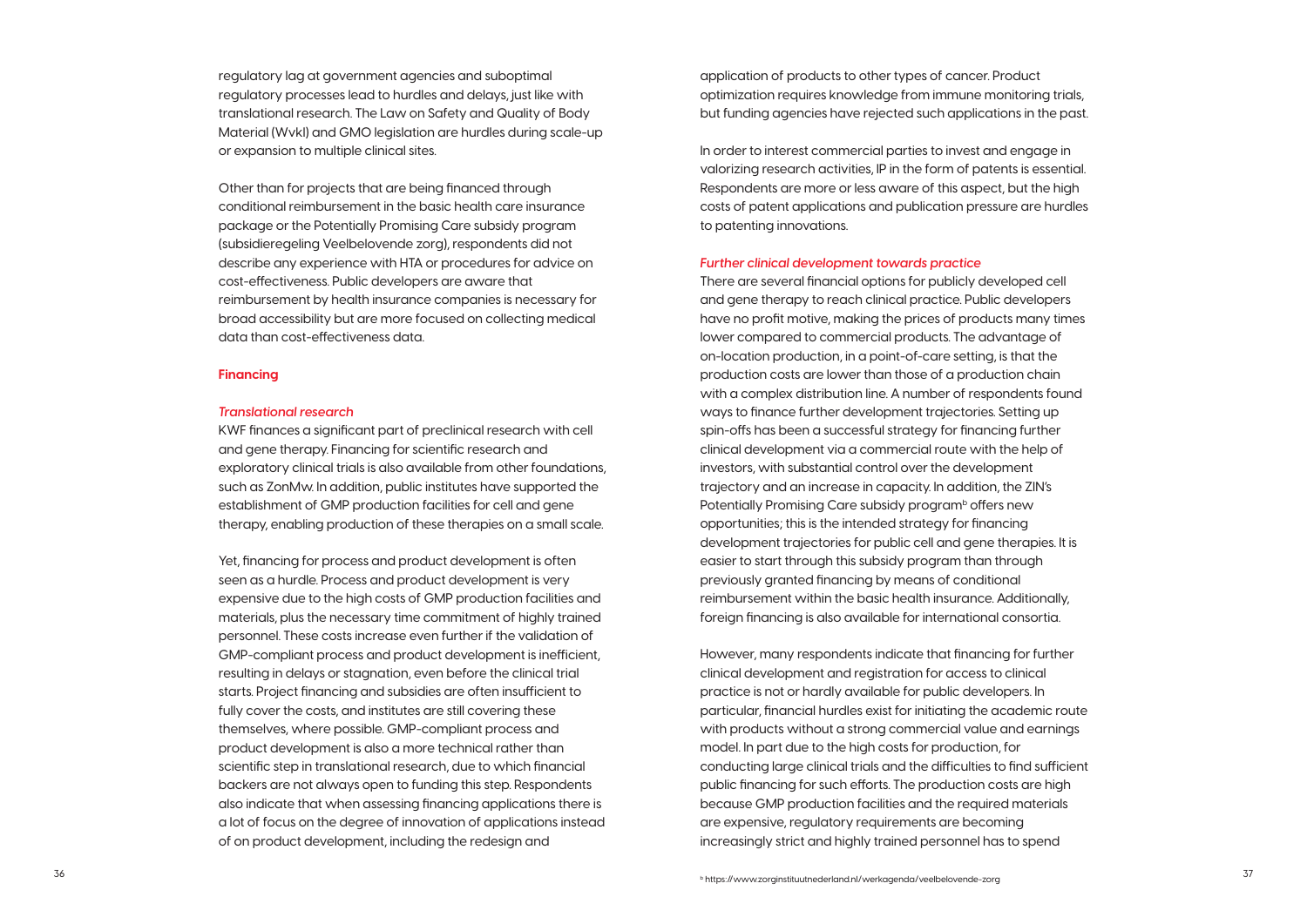regulatory lag at government agencies and suboptimal regulatory processes lead to hurdles and delays, just like with translational research. The Law on Safety and Quality of Body Material (Wvkl) and GMO legislation are hurdles during scale-up or expansion to multiple clinical sites.

Other than for projects that are being financed through conditional reimbursement in the basic health care insurance package or the Potentially Promising Care subsidy program (subsidieregeling Veelbelovende zorg), respondents did not describe any experience with HTA or procedures for advice on cost-effectiveness. Public developers are aware that reimbursement by health insurance companies is necessary for broad accessibility but are more focused on collecting medical data than cost-effectiveness data.

## Financing

### *Translational research*

KWF finances a significant part of preclinical research with cell and gene therapy. Financing for scientific research and exploratory clinical trials is also available from other foundations, such as ZonMw. In addition, public institutes have supported the establishment of GMP production facilities for cell and gene therapy, enabling production of these therapies on a small scale.

Yet, financing for process and product development is often seen as a hurdle. Process and product development is very expensive due to the high costs of GMP production facilities and materials, plus the necessary time commitment of highly trained personnel. These costs increase even further if the validation of GMP-compliant process and product development is inefficient, resulting in delays or stagnation, even before the clinical trial starts. Project financing and subsidies are often insufficient to fully cover the costs, and institutes are still covering these themselves, where possible. GMP-compliant process and product development is also a more technical rather than scientific step in translational research, due to which financial backers are not always open to funding this step. Respondents also indicate that when assessing financing applications there is a lot of focus on the degree of innovation of applications instead of on product development, including the redesign and application of products to other types of cancer. Product optimization requires knowledge from immune monitoring trials, but funding agencies have rejected such applications in the past.

In order to interest commercial parties to invest and engage in valorizing research activities, IP in the form of patents is essential. Respondents are more or less aware of this aspect, but the high costs of patent applications and publication pressure are hurdles to patenting innovations.

### *Further clinical development towards practice*

There are several financial options for publicly developed cell and gene therapy to reach clinical practice. Public developers have no profit motive, making the prices of products many times lower compared to commercial products. The advantage of on-location production, in a point-of-care setting, is that the production costs are lower than those of a production chain with a complex distribution line. A number of respondents found ways to finance further development trajectories. Setting up spin-offs has been a successful strategy for financing further clinical development via a commercial route with the help of investors, with substantial control over the development trajectory and an increase in capacity. In addition, the ZIN's Potentially Promising Care subsidy program[b] offers new opportunities; this is the intended strategy for financing development trajectories for public cell and gene therapies. It is easier to start through this subsidy program than through previously granted financing by means of conditional reimbursement within the basic health insurance. Additionally, foreign financing is also available for international consortia.

However, many respondents indicate that financing for further clinical development and registration for access to clinical practice is not or hardly available for public developers. In particular, financial hurdles exist for initiating the academic route with products without a strong commercial value and earnings model. In part due to the high costs for production, for conducting large clinical trials and the difficulties to find sufficient public financing for such efforts. The production costs are high because GMP production facilities and the required materials are expensive, regulatory requirements are becoming increasingly strict and highly trained personnel has to spend

[b] https://www.zorginstituutnederland.nl/werkagenda/veelbelovende-zorg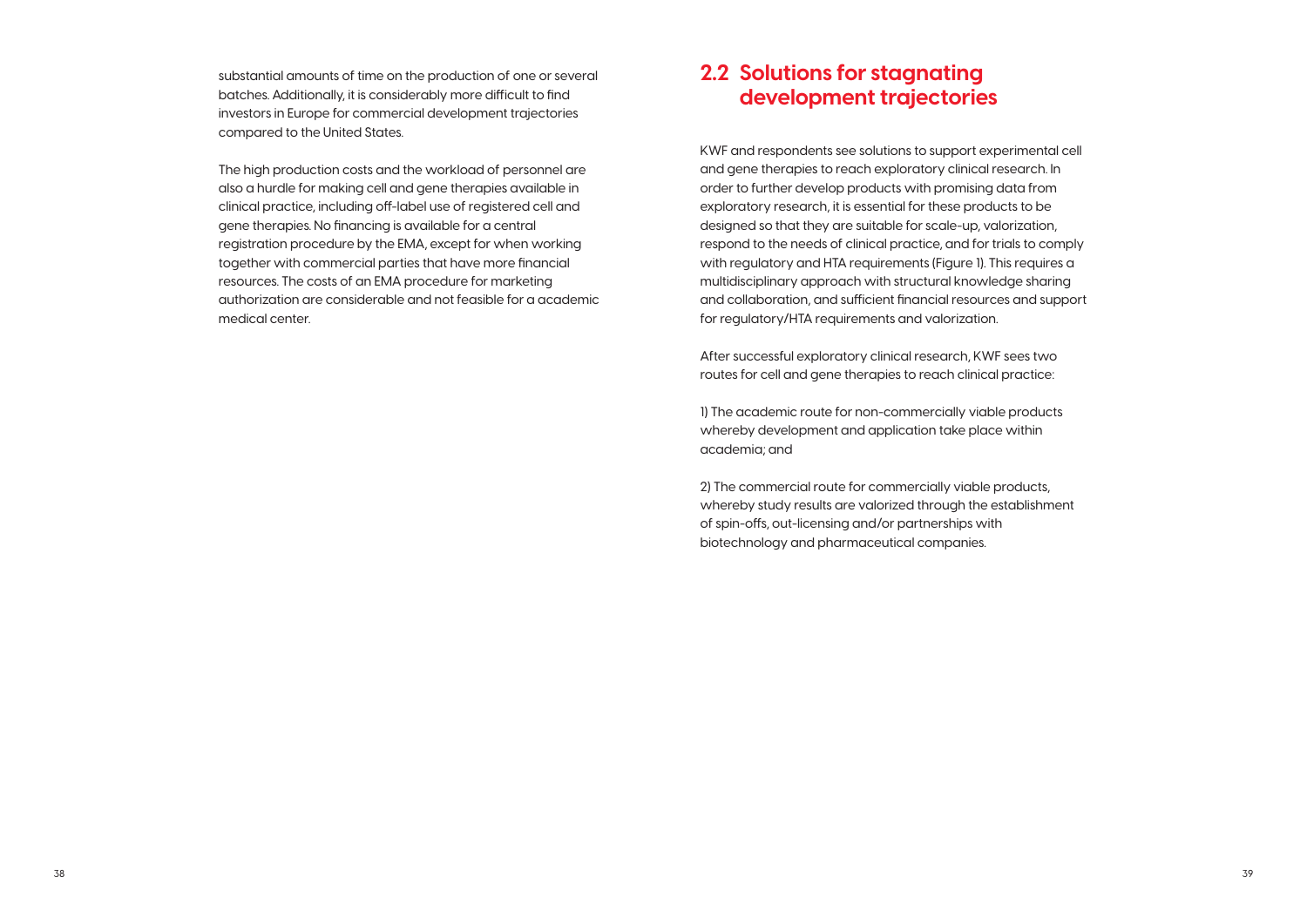substantial amounts of time on the production of one or several batches. Additionally, it is considerably more difficult to find investors in Europe for commercial development trajectories compared to the United States.

The high production costs and the workload of personnel are also a hurdle for making cell and gene therapies available in clinical practice, including off-label use of registered cell and gene therapies. No financing is available for a central registration procedure by the EMA, except for when working together with commercial parties that have more financial resources. The costs of an EMA procedure for marketing authorization are considerable and not feasible for a academic medical center.

## 2.2 Solutions for stagnating development trajectories

KWF and respondents see solutions to support experimental cell and gene therapies to reach exploratory clinical research. In order to further develop products with promising data from exploratory research, it is essential for these products to be designed so that they are suitable for scale-up, valorization, respond to the needs of clinical practice, and for trials to comply with regulatory and HTA requirements (Figure 1). This requires a multidisciplinary approach with structural knowledge sharing and collaboration, and sufficient financial resources and support for regulatory/HTA requirements and valorization.

After successful exploratory clinical research, KWF sees two routes for cell and gene therapies to reach clinical practice:

1) The academic route for non-commercially viable products whereby development and application take place within academia; and

2) The commercial route for commercially viable products, whereby study results are valorized through the establishment of spin-offs, out-licensing and/or partnerships with biotechnology and pharmaceutical companies.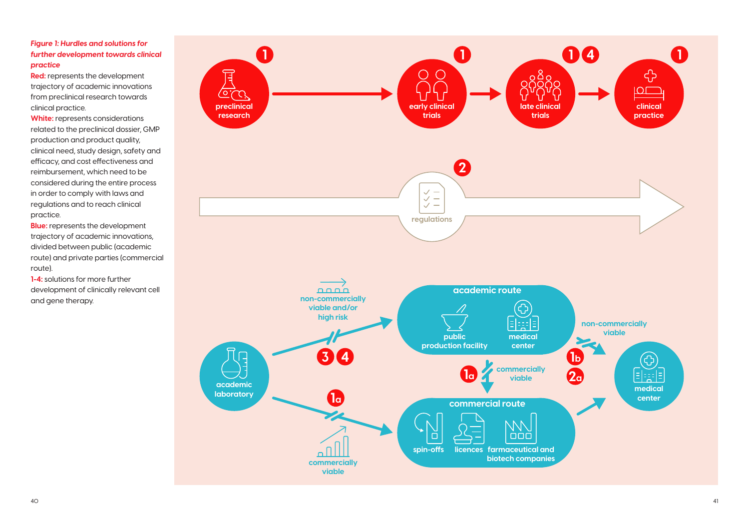*Figure 1: Hurdles and solutions for further development towards clinical practice*

**Red:** represents the development trajectory of academic innovations from preclinical research towards clinical practice.

**White:** represents considerations related to the preclinical dossier, GMP production and product quality, clinical need, study design, safety and efficacy, and cost effectiveness and reimbursement, which need to be considered during the entire process in order to comply with laws and regulations and to reach clinical practice.

**Blue:** represents the development trajectory of academic innovations, divided between public (academic route) and private parties (commercial route).

**1-4:** solutions for more further development of clinically relevant cell and gene therapy.

1 preclinical research → 1 early clinical trials → 1 4 late clinical trials → 1 clinical practice

2 regulations

academic laboratory → (non-commercially viable and/or high risk; 3 4) → academic route: public production facility, medical center → (non-commercially viable; 1b, 2a) → medical center

academic laboratory → (commercially viable; 1a) → commercial route: spin-offs, licences, farmaceutical and biotech companies → medical center

academic route → (1a commercially viable) → commercial route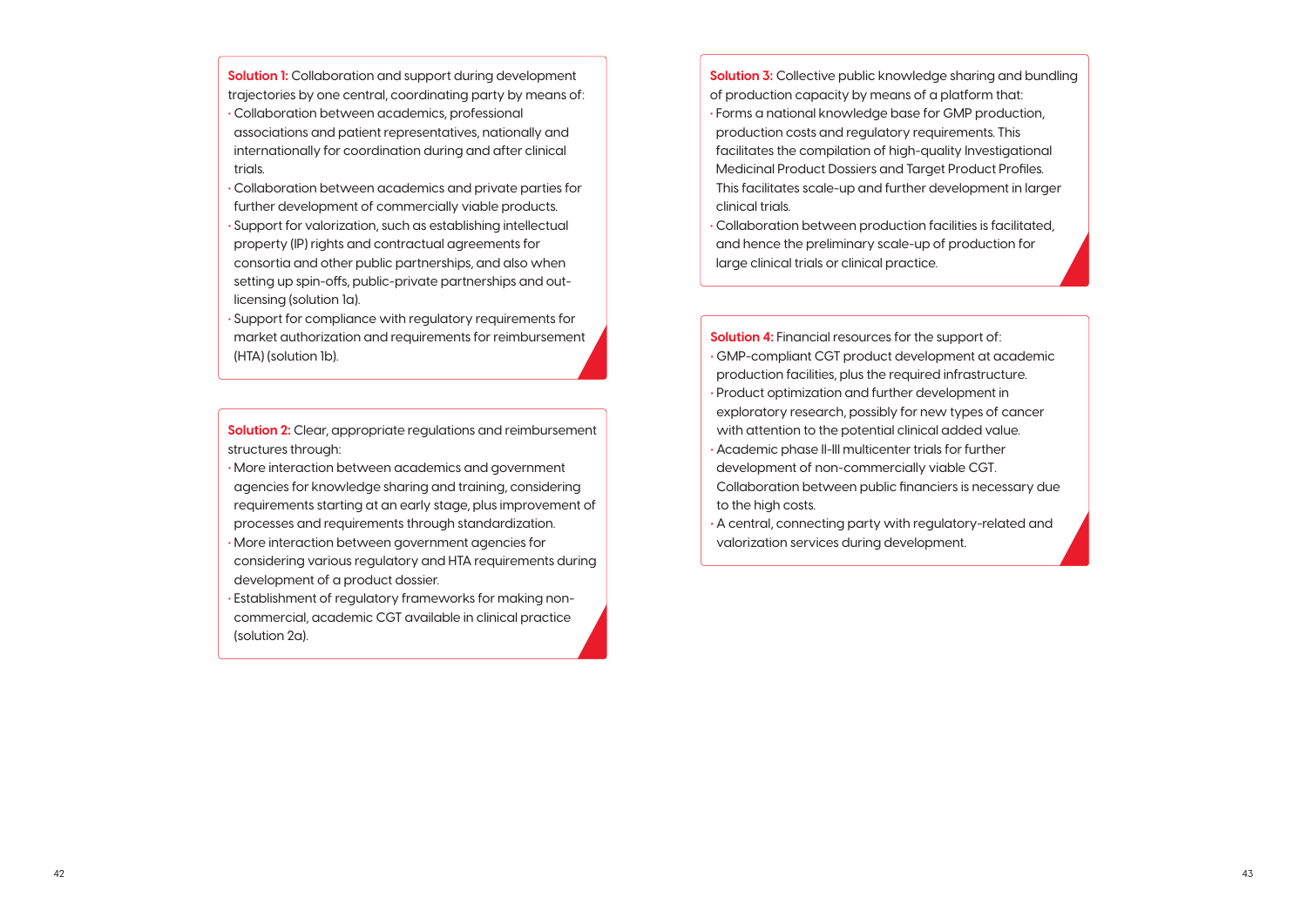**Solution 1:** Collaboration and support during development trajectories by one central, coordinating party by means of:

- Collaboration between academics, professional associations and patient representatives, nationally and internationally for coordination during and after clinical trials.
- Collaboration between academics and private parties for further development of commercially viable products.
- Support for valorization, such as establishing intellectual property (IP) rights and contractual agreements for consortia and other public partnerships, and also when setting up spin-offs, public-private partnerships and out-licensing (solution 1a).
- Support for compliance with regulatory requirements for market authorization and requirements for reimbursement (HTA) (solution 1b).

**Solution 2:** Clear, appropriate regulations and reimbursement structures through:

- More interaction between academics and government agencies for knowledge sharing and training, considering requirements starting at an early stage, plus improvement of processes and requirements through standardization.
- More interaction between government agencies for considering various regulatory and HTA requirements during development of a product dossier.
- Establishment of regulatory frameworks for making non-commercial, academic CGT available in clinical practice (solution 2a).

**Solution 3:** Collective public knowledge sharing and bundling of production capacity by means of a platform that:

- Forms a national knowledge base for GMP production, production costs and regulatory requirements. This facilitates the compilation of high-quality Investigational Medicinal Product Dossiers and Target Product Profiles. This facilitates scale-up and further development in larger clinical trials.
- Collaboration between production facilities is facilitated, and hence the preliminary scale-up of production for large clinical trials or clinical practice.

**Solution 4:** Financial resources for the support of:

- GMP-compliant CGT product development at academic production facilities, plus the required infrastructure.
- Product optimization and further development in exploratory research, possibly for new types of cancer with attention to the potential clinical added value.
- Academic phase II-III multicenter trials for further development of non-commercially viable CGT. Collaboration between public financiers is necessary due to the high costs.
- A central, connecting party with regulatory-related and valorization services during development.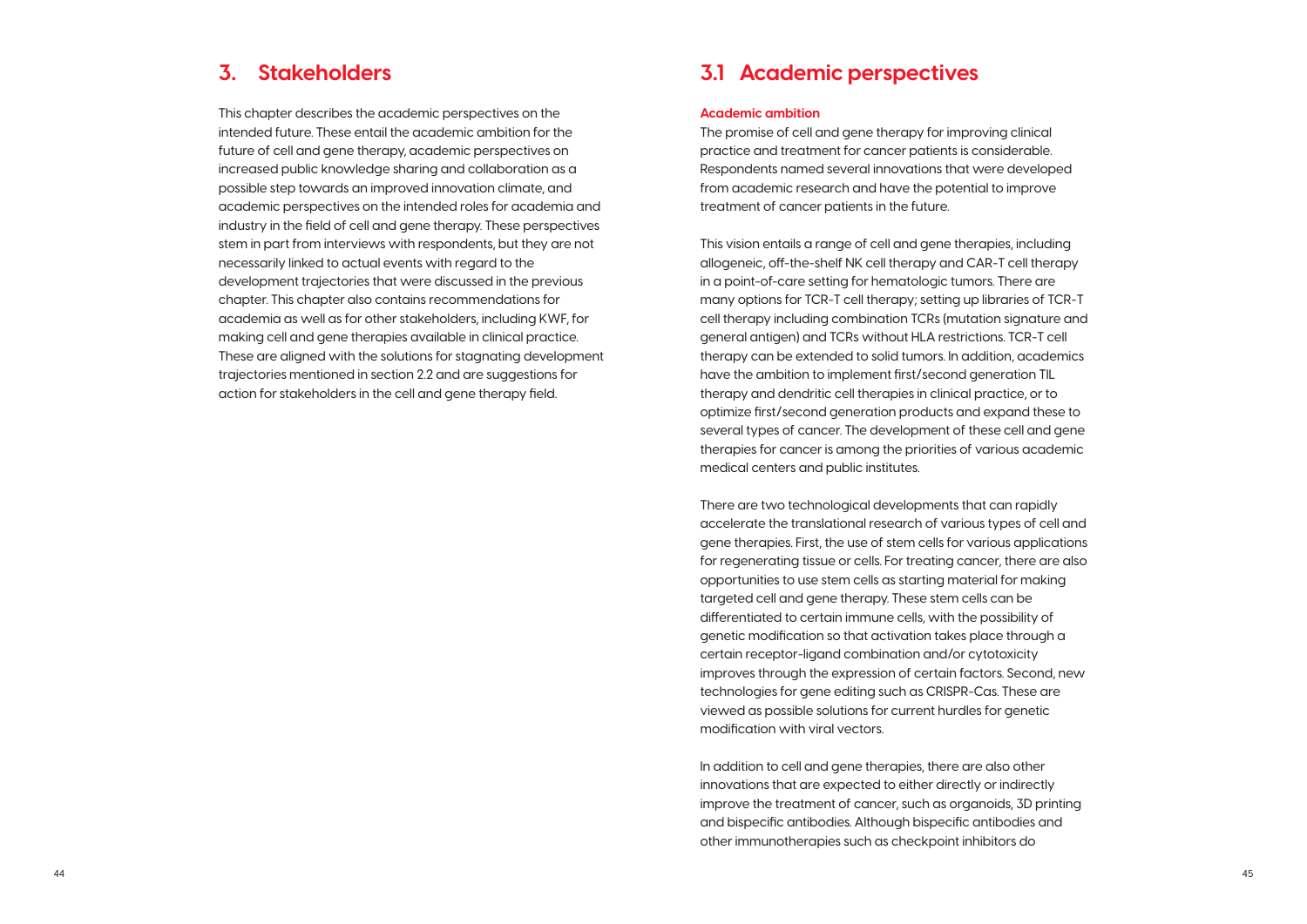# 3. Stakeholders

This chapter describes the academic perspectives on the intended future. These entail the academic ambition for the future of cell and gene therapy, academic perspectives on increased public knowledge sharing and collaboration as a possible step towards an improved innovation climate, and academic perspectives on the intended roles for academia and industry in the field of cell and gene therapy. These perspectives stem in part from interviews with respondents, but they are not necessarily linked to actual events with regard to the development trajectories that were discussed in the previous chapter. This chapter also contains recommendations for academia as well as for other stakeholders, including KWF, for making cell and gene therapies available in clinical practice. These are aligned with the solutions for stagnating development trajectories mentioned in section 2.2 and are suggestions for action for stakeholders in the cell and gene therapy field.

## 3.1 Academic perspectives

### Academic ambition

The promise of cell and gene therapy for improving clinical practice and treatment for cancer patients is considerable. Respondents named several innovations that were developed from academic research and have the potential to improve treatment of cancer patients in the future.

This vision entails a range of cell and gene therapies, including allogeneic, off-the-shelf NK cell therapy and CAR-T cell therapy in a point-of-care setting for hematologic tumors. There are many options for TCR-T cell therapy; setting up libraries of TCR-T cell therapy including combination TCRs (mutation signature and general antigen) and TCRs without HLA restrictions. TCR-T cell therapy can be extended to solid tumors. In addition, academics have the ambition to implement first/second generation TIL therapy and dendritic cell therapies in clinical practice, or to optimize first/second generation products and expand these to several types of cancer. The development of these cell and gene therapies for cancer is among the priorities of various academic medical centers and public institutes.

There are two technological developments that can rapidly accelerate the translational research of various types of cell and gene therapies. First, the use of stem cells for various applications for regenerating tissue or cells. For treating cancer, there are also opportunities to use stem cells as starting material for making targeted cell and gene therapy. These stem cells can be differentiated to certain immune cells, with the possibility of genetic modification so that activation takes place through a certain receptor-ligand combination and/or cytotoxicity improves through the expression of certain factors. Second, new technologies for gene editing such as CRISPR-Cas. These are viewed as possible solutions for current hurdles for genetic modification with viral vectors.

In addition to cell and gene therapies, there are also other innovations that are expected to either directly or indirectly improve the treatment of cancer, such as organoids, 3D printing and bispecific antibodies. Although bispecific antibodies and other immunotherapies such as checkpoint inhibitors do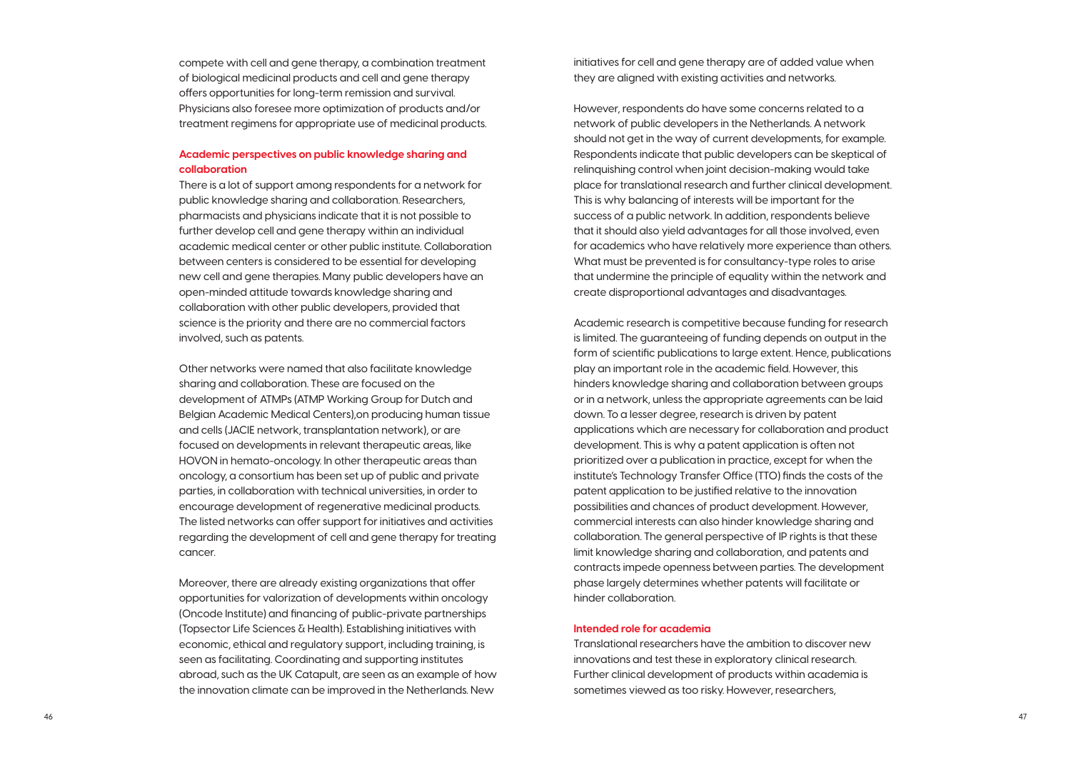compete with cell and gene therapy, a combination treatment of biological medicinal products and cell and gene therapy offers opportunities for long-term remission and survival. Physicians also foresee more optimization of products and/or treatment regimens for appropriate use of medicinal products.

### Academic perspectives on public knowledge sharing and collaboration

There is a lot of support among respondents for a network for public knowledge sharing and collaboration. Researchers, pharmacists and physicians indicate that it is not possible to further develop cell and gene therapy within an individual academic medical center or other public institute. Collaboration between centers is considered to be essential for developing new cell and gene therapies. Many public developers have an open-minded attitude towards knowledge sharing and collaboration with other public developers, provided that science is the priority and there are no commercial factors involved, such as patents.

Other networks were named that also facilitate knowledge sharing and collaboration. These are focused on the development of ATMPs (ATMP Working Group for Dutch and Belgian Academic Medical Centers),on producing human tissue and cells (JACIE network, transplantation network), or are focused on developments in relevant therapeutic areas, like HOVON in hemato-oncology. In other therapeutic areas than oncology, a consortium has been set up of public and private parties, in collaboration with technical universities, in order to encourage development of regenerative medicinal products. The listed networks can offer support for initiatives and activities regarding the development of cell and gene therapy for treating cancer.

Moreover, there are already existing organizations that offer opportunities for valorization of developments within oncology (Oncode Institute) and financing of public-private partnerships (Topsector Life Sciences & Health). Establishing initiatives with economic, ethical and regulatory support, including training, is seen as facilitating. Coordinating and supporting institutes abroad, such as the UK Catapult, are seen as an example of how the innovation climate can be improved in the Netherlands. New initiatives for cell and gene therapy are of added value when they are aligned with existing activities and networks.

However, respondents do have some concerns related to a network of public developers in the Netherlands. A network should not get in the way of current developments, for example. Respondents indicate that public developers can be skeptical of relinquishing control when joint decision-making would take place for translational research and further clinical development. This is why balancing of interests will be important for the success of a public network. In addition, respondents believe that it should also yield advantages for all those involved, even for academics who have relatively more experience than others. What must be prevented is for consultancy-type roles to arise that undermine the principle of equality within the network and create disproportional advantages and disadvantages.

Academic research is competitive because funding for research is limited. The guaranteeing of funding depends on output in the form of scientific publications to large extent. Hence, publications play an important role in the academic field. However, this hinders knowledge sharing and collaboration between groups or in a network, unless the appropriate agreements can be laid down. To a lesser degree, research is driven by patent applications which are necessary for collaboration and product development. This is why a patent application is often not prioritized over a publication in practice, except for when the institute's Technology Transfer Office (TTO) finds the costs of the patent application to be justified relative to the innovation possibilities and chances of product development. However, commercial interests can also hinder knowledge sharing and collaboration. The general perspective of IP rights is that these limit knowledge sharing and collaboration, and patents and contracts impede openness between parties. The development phase largely determines whether patents will facilitate or hinder collaboration.

### Intended role for academia

Translational researchers have the ambition to discover new innovations and test these in exploratory clinical research. Further clinical development of products within academia is sometimes viewed as too risky. However, researchers,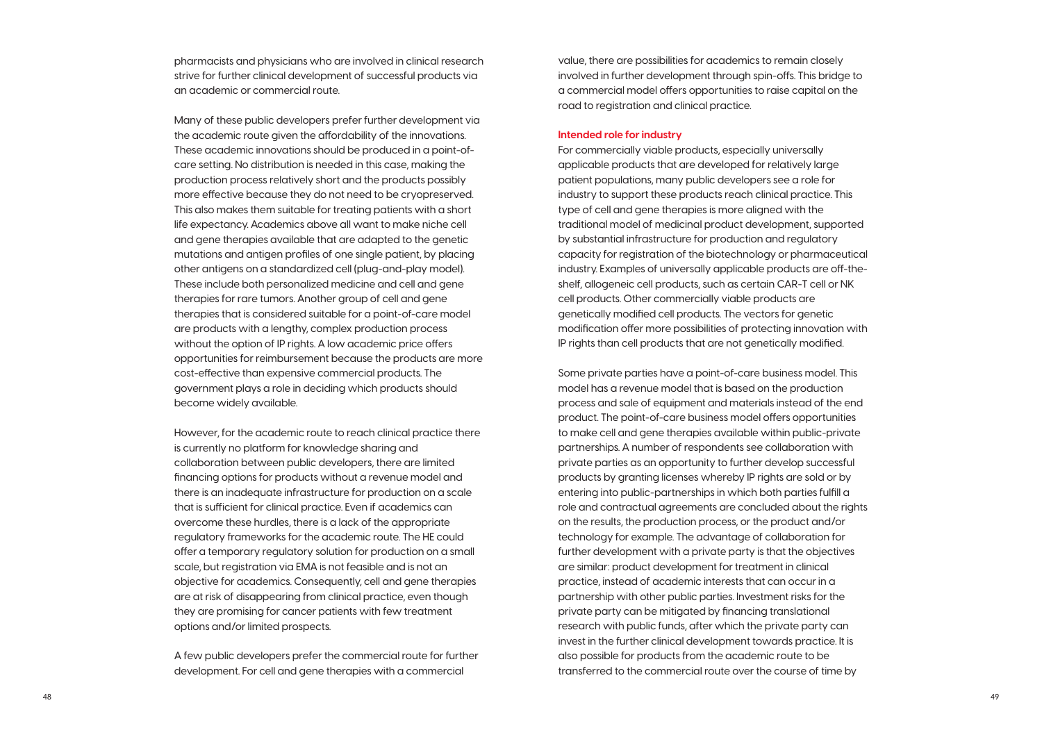pharmacists and physicians who are involved in clinical research strive for further clinical development of successful products via an academic or commercial route.

Many of these public developers prefer further development via the academic route given the affordability of the innovations. These academic innovations should be produced in a point-of-care setting. No distribution is needed in this case, making the production process relatively short and the products possibly more effective because they do not need to be cryopreserved. This also makes them suitable for treating patients with a short life expectancy. Academics above all want to make niche cell and gene therapies available that are adapted to the genetic mutations and antigen profiles of one single patient, by placing other antigens on a standardized cell (plug-and-play model). These include both personalized medicine and cell and gene therapies for rare tumors. Another group of cell and gene therapies that is considered suitable for a point-of-care model are products with a lengthy, complex production process without the option of IP rights. A low academic price offers opportunities for reimbursement because the products are more cost-effective than expensive commercial products. The government plays a role in deciding which products should become widely available.

However, for the academic route to reach clinical practice there is currently no platform for knowledge sharing and collaboration between public developers, there are limited financing options for products without a revenue model and there is an inadequate infrastructure for production on a scale that is sufficient for clinical practice. Even if academics can overcome these hurdles, there is a lack of the appropriate regulatory frameworks for the academic route. The HE could offer a temporary regulatory solution for production on a small scale, but registration via EMA is not feasible and is not an objective for academics. Consequently, cell and gene therapies are at risk of disappearing from clinical practice, even though they are promising for cancer patients with few treatment options and/or limited prospects.

A few public developers prefer the commercial route for further development. For cell and gene therapies with a commercial value, there are possibilities for academics to remain closely involved in further development through spin-offs. This bridge to a commercial model offers opportunities to raise capital on the road to registration and clinical practice.

**Intended role for industry**

For commercially viable products, especially universally applicable products that are developed for relatively large patient populations, many public developers see a role for industry to support these products reach clinical practice. This type of cell and gene therapies is more aligned with the traditional model of medicinal product development, supported by substantial infrastructure for production and regulatory capacity for registration of the biotechnology or pharmaceutical industry. Examples of universally applicable products are off-the-shelf, allogeneic cell products, such as certain CAR-T cell or NK cell products. Other commercially viable products are genetically modified cell products. The vectors for genetic modification offer more possibilities of protecting innovation with IP rights than cell products that are not genetically modified.

Some private parties have a point-of-care business model. This model has a revenue model that is based on the production process and sale of equipment and materials instead of the end product. The point-of-care business model offers opportunities to make cell and gene therapies available within public-private partnerships. A number of respondents see collaboration with private parties as an opportunity to further develop successful products by granting licenses whereby IP rights are sold or by entering into public-partnerships in which both parties fulfill a role and contractual agreements are concluded about the rights on the results, the production process, or the product and/or technology for example. The advantage of collaboration for further development with a private party is that the objectives are similar: product development for treatment in clinical practice, instead of academic interests that can occur in a partnership with other public parties. Investment risks for the private party can be mitigated by financing translational research with public funds, after which the private party can invest in the further clinical development towards practice. It is also possible for products from the academic route to be transferred to the commercial route over the course of time by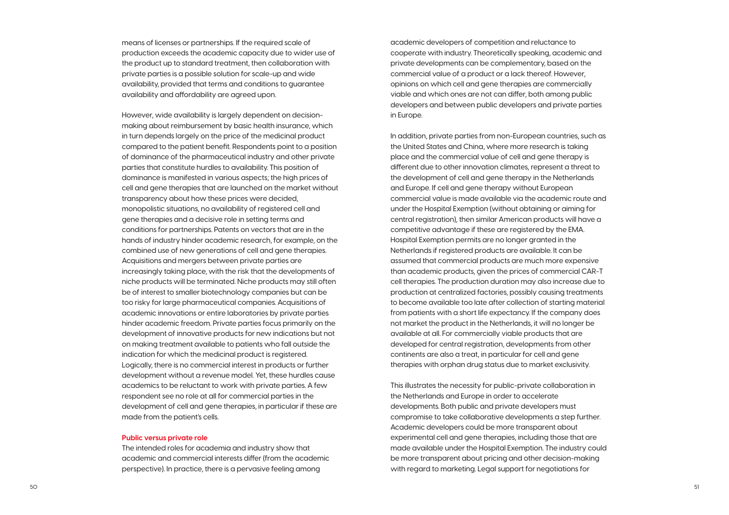means of licenses or partnerships. If the required scale of production exceeds the academic capacity due to wider use of the product up to standard treatment, then collaboration with private parties is a possible solution for scale-up and wide availability, provided that terms and conditions to guarantee availability and affordability are agreed upon.

However, wide availability is largely dependent on decision-making about reimbursement by basic health insurance, which in turn depends largely on the price of the medicinal product compared to the patient benefit. Respondents point to a position of dominance of the pharmaceutical industry and other private parties that constitute hurdles to availability. This position of dominance is manifested in various aspects; the high prices of cell and gene therapies that are launched on the market without transparency about how these prices were decided, monopolistic situations, no availability of registered cell and gene therapies and a decisive role in setting terms and conditions for partnerships. Patents on vectors that are in the hands of industry hinder academic research, for example, on the combined use of new generations of cell and gene therapies. Acquisitions and mergers between private parties are increasingly taking place, with the risk that the developments of niche products will be terminated. Niche products may still often be of interest to smaller biotechnology companies but can be too risky for large pharmaceutical companies. Acquisitions of academic innovations or entire laboratories by private parties hinder academic freedom. Private parties focus primarily on the development of innovative products for new indications but not on making treatment available to patients who fall outside the indication for which the medicinal product is registered. Logically, there is no commercial interest in products or further development without a revenue model. Yet, these hurdles cause academics to be reluctant to work with private parties. A few respondent see no role at all for commercial parties in the development of cell and gene therapies, in particular if these are made from the patient's cells.

**Public versus private role**

The intended roles for academia and industry show that academic and commercial interests differ (from the academic perspective). In practice, there is a pervasive feeling among academic developers of competition and reluctance to cooperate with industry. Theoretically speaking, academic and private developments can be complementary, based on the commercial value of a product or a lack thereof. However, opinions on which cell and gene therapies are commercially viable and which ones are not can differ, both among public developers and between public developers and private parties in Europe.

In addition, private parties from non-European countries, such as the United States and China, where more research is taking place and the commercial value of cell and gene therapy is different due to other innovation climates, represent a threat to the development of cell and gene therapy in the Netherlands and Europe. If cell and gene therapy without European commercial value is made available via the academic route and under the Hospital Exemption (without obtaining or aiming for central registration), then similar American products will have a competitive advantage if these are registered by the EMA. Hospital Exemption permits are no longer granted in the Netherlands if registered products are available. It can be assumed that commercial products are much more expensive than academic products, given the prices of commercial CAR-T cell therapies. The production duration may also increase due to production at centralized factories, possibly causing treatments to become available too late after collection of starting material from patients with a short life expectancy. If the company does not market the product in the Netherlands, it will no longer be available at all. For commercially viable products that are developed for central registration, developments from other continents are also a treat, in particular for cell and gene therapies with orphan drug status due to market exclusivity.

This illustrates the necessity for public-private collaboration in the Netherlands and Europe in order to accelerate developments. Both public and private developers must compromise to take collaborative developments a step further. Academic developers could be more transparent about experimental cell and gene therapies, including those that are made available under the Hospital Exemption. The industry could be more transparent about pricing and other decision-making with regard to marketing. Legal support for negotiations for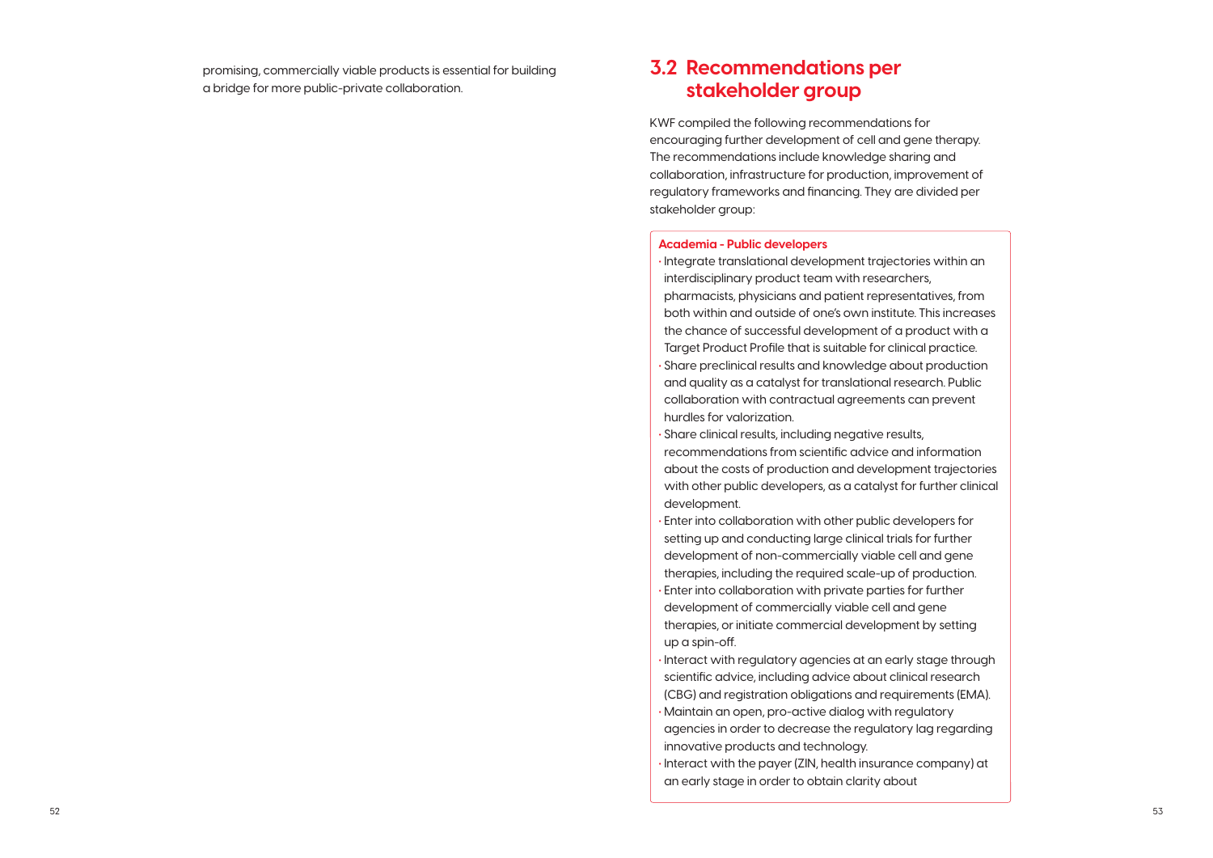promising, commercially viable products is essential for building a bridge for more public-private collaboration.

## 3.2 Recommendations per stakeholder group

KWF compiled the following recommendations for encouraging further development of cell and gene therapy. The recommendations include knowledge sharing and collaboration, infrastructure for production, improvement of regulatory frameworks and financing. They are divided per stakeholder group:

**Academia - Public developers**

- Integrate translational development trajectories within an interdisciplinary product team with researchers, pharmacists, physicians and patient representatives, from both within and outside of one's own institute. This increases the chance of successful development of a product with a Target Product Profile that is suitable for clinical practice.
- Share preclinical results and knowledge about production and quality as a catalyst for translational research. Public collaboration with contractual agreements can prevent hurdles for valorization.
- Share clinical results, including negative results, recommendations from scientific advice and information about the costs of production and development trajectories with other public developers, as a catalyst for further clinical development.
- Enter into collaboration with other public developers for setting up and conducting large clinical trials for further development of non-commercially viable cell and gene therapies, including the required scale-up of production.
- Enter into collaboration with private parties for further development of commercially viable cell and gene therapies, or initiate commercial development by setting up a spin-off.
- Interact with regulatory agencies at an early stage through scientific advice, including advice about clinical research (CBG) and registration obligations and requirements (EMA).
- Maintain an open, pro-active dialog with regulatory agencies in order to decrease the regulatory lag regarding innovative products and technology.
- Interact with the payer (ZIN, health insurance company) at an early stage in order to obtain clarity about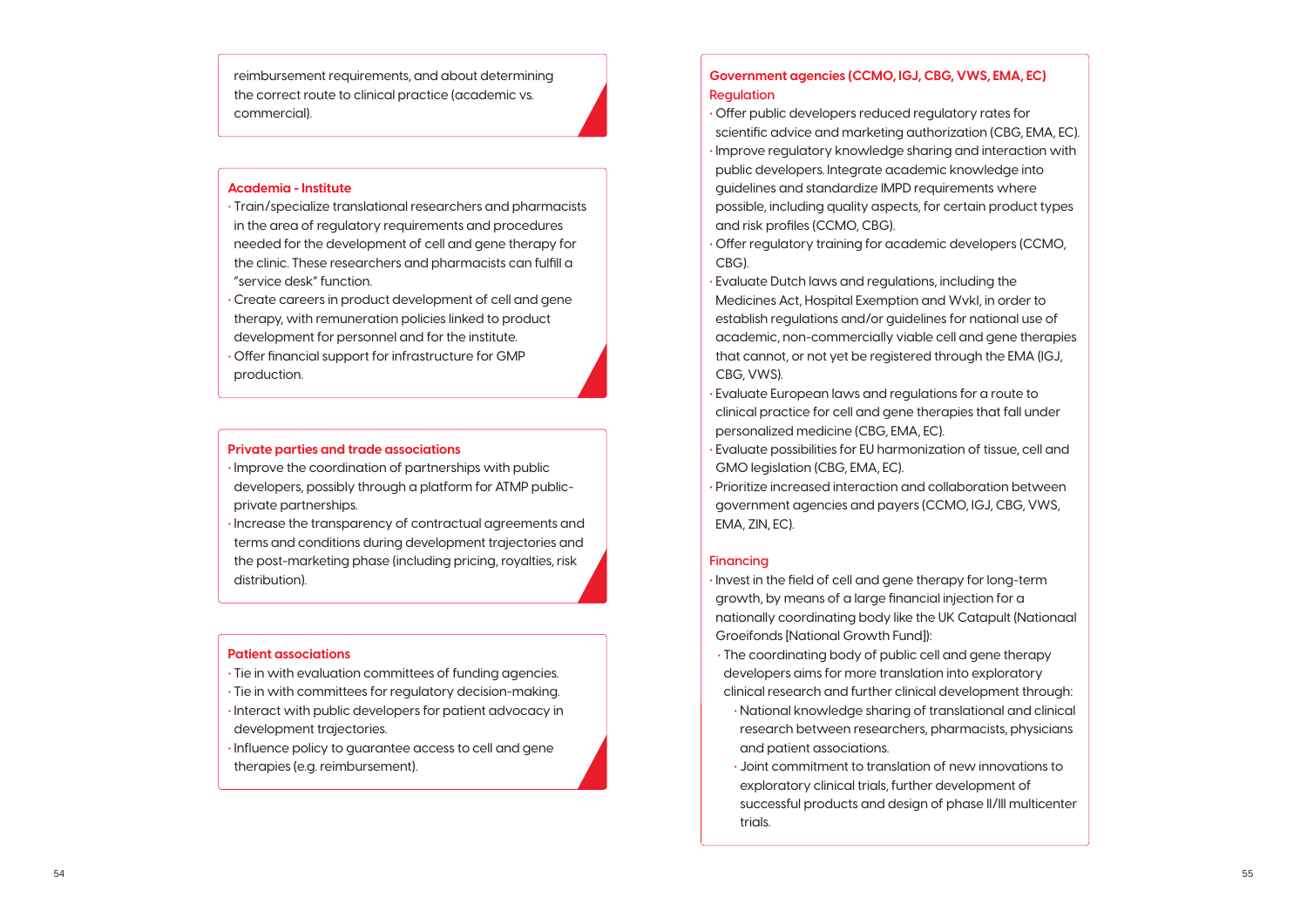reimbursement requirements, and about determining the correct route to clinical practice (academic vs. commercial).

**Academia - Institute**

- Train/specialize translational researchers and pharmacists in the area of regulatory requirements and procedures needed for the development of cell and gene therapy for the clinic. These researchers and pharmacists can fulfill a "service desk" function.
- Create careers in product development of cell and gene therapy, with remuneration policies linked to product development for personnel and for the institute.
- Offer financial support for infrastructure for GMP production.

**Private parties and trade associations**

- Improve the coordination of partnerships with public developers, possibly through a platform for ATMP public-private partnerships.
- Increase the transparency of contractual agreements and terms and conditions during development trajectories and the post-marketing phase (including pricing, royalties, risk distribution).

**Patient associations**

- Tie in with evaluation committees of funding agencies.
- Tie in with committees for regulatory decision-making.
- Interact with public developers for patient advocacy in development trajectories.
- Influence policy to guarantee access to cell and gene therapies (e.g. reimbursement).

**Government agencies (CCMO, IGJ, CBG, VWS, EMA, EC)**

**Regulation**

- Offer public developers reduced regulatory rates for scientific advice and marketing authorization (CBG, EMA, EC).
- Improve regulatory knowledge sharing and interaction with public developers. Integrate academic knowledge into guidelines and standardize IMPD requirements where possible, including quality aspects, for certain product types and risk profiles (CCMO, CBG).
- Offer regulatory training for academic developers (CCMO, CBG).
- Evaluate Dutch laws and regulations, including the Medicines Act, Hospital Exemption and Wvkl, in order to establish regulations and/or guidelines for national use of academic, non-commercially viable cell and gene therapies that cannot, or not yet be registered through the EMA (IGJ, CBG, VWS).
- Evaluate European laws and regulations for a route to clinical practice for cell and gene therapies that fall under personalized medicine (CBG, EMA, EC).
- Evaluate possibilities for EU harmonization of tissue, cell and GMO legislation (CBG, EMA, EC).
- Prioritize increased interaction and collaboration between government agencies and payers (CCMO, IGJ, CBG, VWS, EMA, ZIN, EC).

**Financing**

- Invest in the field of cell and gene therapy for long-term growth, by means of a large financial injection for a nationally coordinating body like the UK Catapult (Nationaal Groeifonds [National Growth Fund]):
  - The coordinating body of public cell and gene therapy developers aims for more translation into exploratory clinical research and further clinical development through:
    - National knowledge sharing of translational and clinical research between researchers, pharmacists, physicians and patient associations.
    - Joint commitment to translation of new innovations to exploratory clinical trials, further development of successful products and design of phase II/III multicenter trials.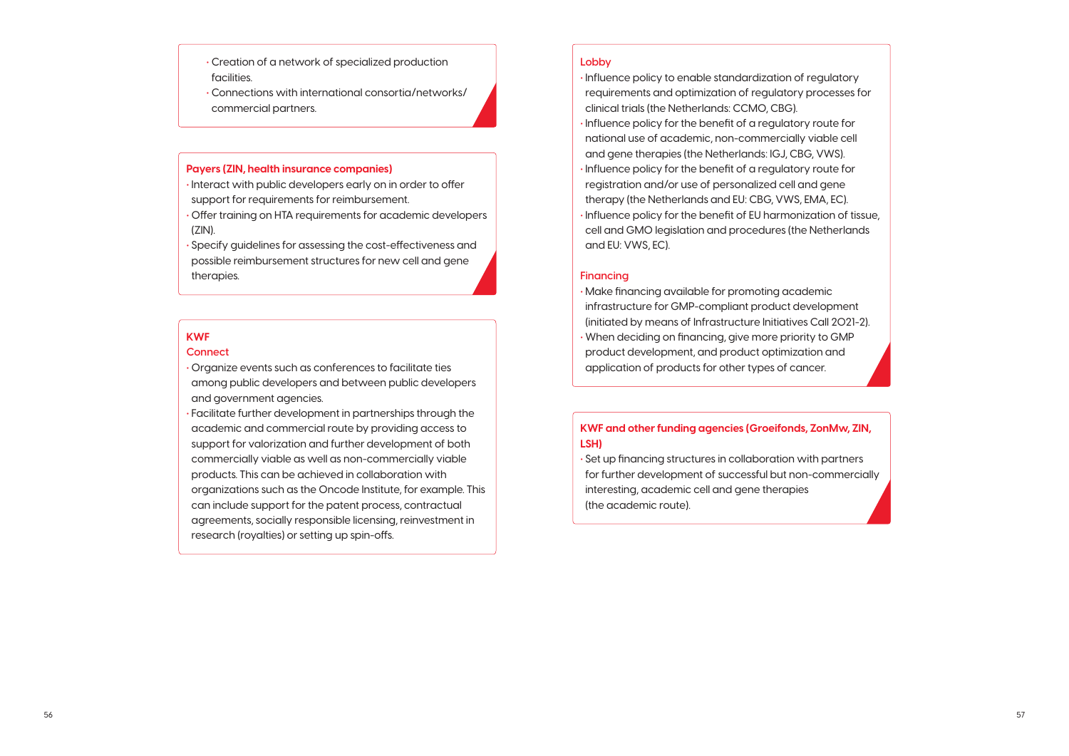- Creation of a network of specialized production facilities.
- Connections with international consortia/networks/ commercial partners.

**Payers (ZIN, health insurance companies)**

- Interact with public developers early on in order to offer support for requirements for reimbursement.
- Offer training on HTA requirements for academic developers (ZIN).
- Specify guidelines for assessing the cost-effectiveness and possible reimbursement structures for new cell and gene therapies.

**KWF**

**Connect**

- Organize events such as conferences to facilitate ties among public developers and between public developers and government agencies.
- Facilitate further development in partnerships through the academic and commercial route by providing access to support for valorization and further development of both commercially viable as well as non-commercially viable products. This can be achieved in collaboration with organizations such as the Oncode Institute, for example. This can include support for the patent process, contractual agreements, socially responsible licensing, reinvestment in research (royalties) or setting up spin-offs.

**Lobby**

- Influence policy to enable standardization of regulatory requirements and optimization of regulatory processes for clinical trials (the Netherlands: CCMO, CBG).
- Influence policy for the benefit of a regulatory route for national use of academic, non-commercially viable cell and gene therapies (the Netherlands: IGJ, CBG, VWS).
- Influence policy for the benefit of a regulatory route for registration and/or use of personalized cell and gene therapy (the Netherlands and EU: CBG, VWS, EMA, EC).
- Influence policy for the benefit of EU harmonization of tissue, cell and GMO legislation and procedures (the Netherlands and EU: VWS, EC).

**Financing**

- Make financing available for promoting academic infrastructure for GMP-compliant product development (initiated by means of Infrastructure Initiatives Call 2021-2).
- When deciding on financing, give more priority to GMP product development, and product optimization and application of products for other types of cancer.

**KWF and other funding agencies (Groeifonds, ZonMw, ZIN, LSH)**

- Set up financing structures in collaboration with partners for further development of successful but non-commercially interesting, academic cell and gene therapies (the academic route).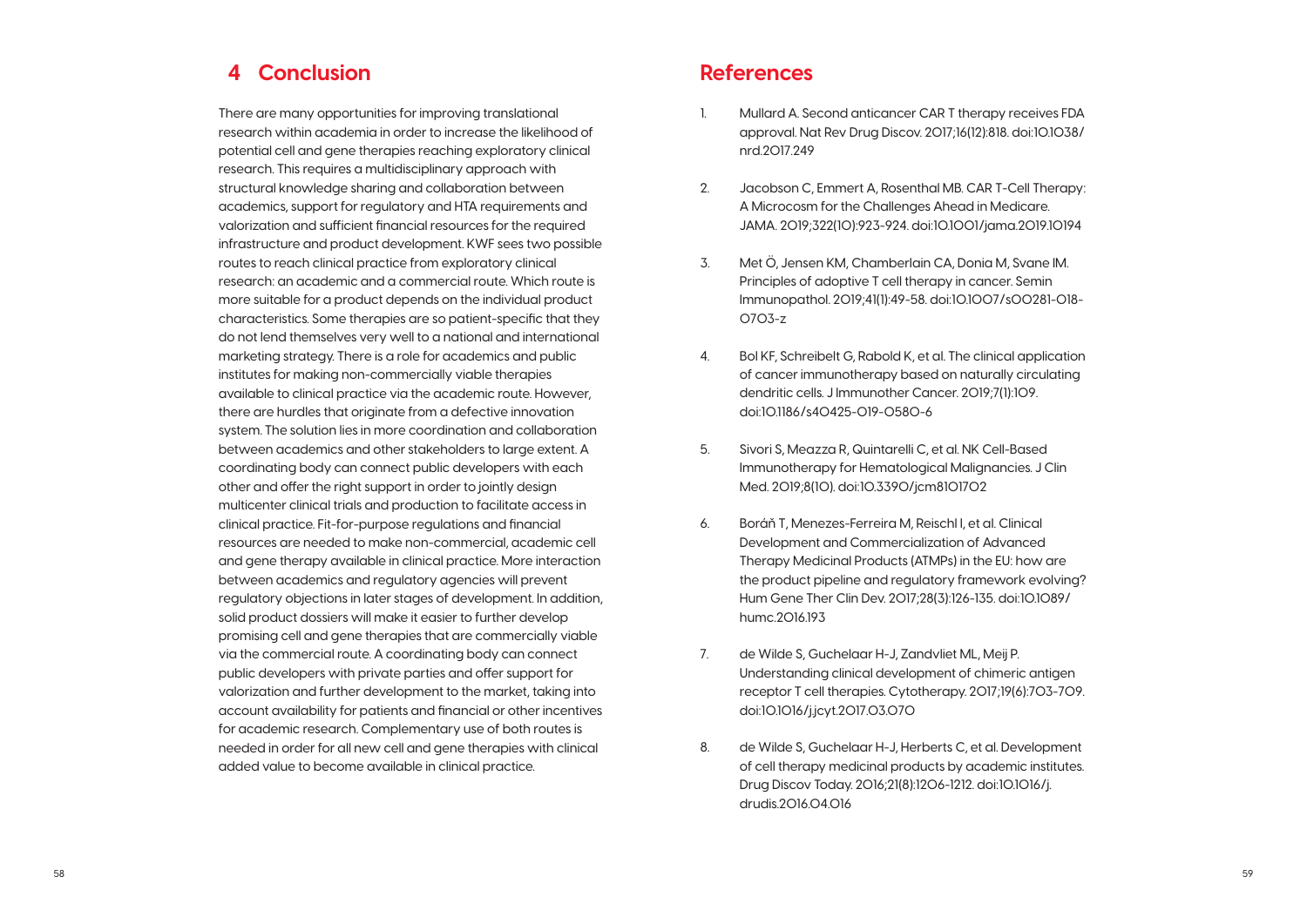## 4 Conclusion

There are many opportunities for improving translational research within academia in order to increase the likelihood of potential cell and gene therapies reaching exploratory clinical research. This requires a multidisciplinary approach with structural knowledge sharing and collaboration between academics, support for regulatory and HTA requirements and valorization and sufficient financial resources for the required infrastructure and product development. KWF sees two possible routes to reach clinical practice from exploratory clinical research: an academic and a commercial route. Which route is more suitable for a product depends on the individual product characteristics. Some therapies are so patient-specific that they do not lend themselves very well to a national and international marketing strategy. There is a role for academics and public institutes for making non-commercially viable therapies available to clinical practice via the academic route. However, there are hurdles that originate from a defective innovation system. The solution lies in more coordination and collaboration between academics and other stakeholders to large extent. A coordinating body can connect public developers with each other and offer the right support in order to jointly design multicenter clinical trials and production to facilitate access in clinical practice. Fit-for-purpose regulations and financial resources are needed to make non-commercial, academic cell and gene therapy available in clinical practice. More interaction between academics and regulatory agencies will prevent regulatory objections in later stages of development. In addition, solid product dossiers will make it easier to further develop promising cell and gene therapies that are commercially viable via the commercial route. A coordinating body can connect public developers with private parties and offer support for valorization and further development to the market, taking into account availability for patients and financial or other incentives for academic research. Complementary use of both routes is needed in order for all new cell and gene therapies with clinical added value to become available in clinical practice.

## References

1. Mullard A. Second anticancer CAR T therapy receives FDA approval. Nat Rev Drug Discov. 2017;16(12):818. doi:10.1038/nrd.2017.249
2. Jacobson C, Emmert A, Rosenthal MB. CAR T-Cell Therapy: A Microcosm for the Challenges Ahead in Medicare. JAMA. 2019;322(10):923-924. doi:10.1001/jama.2019.10194
3. Met Ö, Jensen KM, Chamberlain CA, Donia M, Svane IM. Principles of adoptive T cell therapy in cancer. Semin Immunopathol. 2019;41(1):49-58. doi:10.1007/s00281-018-0703-z
4. Bol KF, Schreibelt G, Rabold K, et al. The clinical application of cancer immunotherapy based on naturally circulating dendritic cells. J Immunother Cancer. 2019;7(1):109. doi:10.1186/s40425-019-0580-6
5. Sivori S, Meazza R, Quintarelli C, et al. NK Cell-Based Immunotherapy for Hematological Malignancies. J Clin Med. 2019;8(10). doi:10.3390/jcm8101702
6. Boráň T, Menezes-Ferreira M, Reischl I, et al. Clinical Development and Commercialization of Advanced Therapy Medicinal Products (ATMPs) in the EU: how are the product pipeline and regulatory framework evolving? Hum Gene Ther Clin Dev. 2017;28(3):126-135. doi:10.1089/humc.2016.193
7. de Wilde S, Guchelaar H-J, Zandvliet ML, Meij P. Understanding clinical development of chimeric antigen receptor T cell therapies. Cytotherapy. 2017;19(6):703-709. doi:10.1016/j.jcyt.2017.03.070
8. de Wilde S, Guchelaar H-J, Herberts C, et al. Development of cell therapy medicinal products by academic institutes. Drug Discov Today. 2016;21(8):1206-1212. doi:10.1016/j.drudis.2016.04.016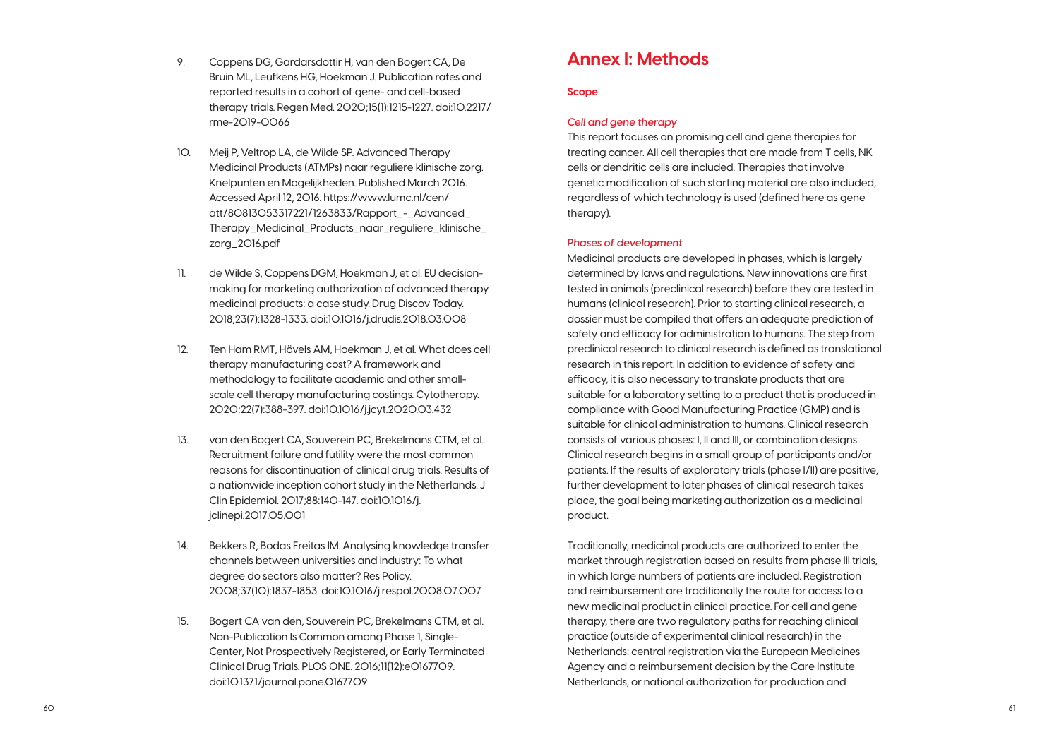9. Coppens DG, Gardarsdottir H, van den Bogert CA, De Bruin ML, Leufkens HG, Hoekman J. Publication rates and reported results in a cohort of gene- and cell-based therapy trials. Regen Med. 2020;15(1):1215-1227. doi:10.2217/rme-2019-0066

10. Meij P, Veltrop LA, de Wilde SP. Advanced Therapy Medicinal Products (ATMPs) naar reguliere klinische zorg. Knelpunten en Mogelijkheden. Published March 2016. Accessed April 12, 2016. https://www.lumc.nl/cen/att/80813053317221/1263833/Rapport_-_Advanced_Therapy_Medicinal_Products_naar_reguliere_klinische_zorg_2016.pdf

11. de Wilde S, Coppens DGM, Hoekman J, et al. EU decision-making for marketing authorization of advanced therapy medicinal products: a case study. Drug Discov Today. 2018;23(7):1328-1333. doi:10.1016/j.drudis.2018.03.008

12. Ten Ham RMT, Hövels AM, Hoekman J, et al. What does cell therapy manufacturing cost? A framework and methodology to facilitate academic and other small-scale cell therapy manufacturing costings. Cytotherapy. 2020;22(7):388-397. doi:10.1016/j.jcyt.2020.03.432

13. van den Bogert CA, Souverein PC, Brekelmans CTM, et al. Recruitment failure and futility were the most common reasons for discontinuation of clinical drug trials. Results of a nationwide inception cohort study in the Netherlands. J Clin Epidemiol. 2017;88:140-147. doi:10.1016/j.jclinepi.2017.05.001

14. Bekkers R, Bodas Freitas IM. Analysing knowledge transfer channels between universities and industry: To what degree do sectors also matter? Res Policy. 2008;37(10):1837-1853. doi:10.1016/j.respol.2008.07.007

15. Bogert CA van den, Souverein PC, Brekelmans CTM, et al. Non-Publication Is Common among Phase 1, Single-Center, Not Prospectively Registered, or Early Terminated Clinical Drug Trials. PLOS ONE. 2016;11(12):e0167709. doi:10.1371/journal.pone.0167709

# Annex I: Methods

## Scope

### *Cell and gene therapy*

This report focuses on promising cell and gene therapies for treating cancer. All cell therapies that are made from T cells, NK cells or dendritic cells are included. Therapies that involve genetic modification of such starting material are also included, regardless of which technology is used (defined here as gene therapy).

### *Phases of development*

Medicinal products are developed in phases, which is largely determined by laws and regulations. New innovations are first tested in animals (preclinical research) before they are tested in humans (clinical research). Prior to starting clinical research, a dossier must be compiled that offers an adequate prediction of safety and efficacy for administration to humans. The step from preclinical research to clinical research is defined as translational research in this report. In addition to evidence of safety and efficacy, it is also necessary to translate products that are suitable for a laboratory setting to a product that is produced in compliance with Good Manufacturing Practice (GMP) and is suitable for clinical administration to humans. Clinical research consists of various phases: I, II and III, or combination designs. Clinical research begins in a small group of participants and/or patients. If the results of exploratory trials (phase I/II) are positive, further development to later phases of clinical research takes place, the goal being marketing authorization as a medicinal product.

Traditionally, medicinal products are authorized to enter the market through registration based on results from phase III trials, in which large numbers of patients are included. Registration and reimbursement are traditionally the route for access to a new medicinal product in clinical practice. For cell and gene therapy, there are two regulatory paths for reaching clinical practice (outside of experimental clinical research) in the Netherlands: central registration via the European Medicines Agency and a reimbursement decision by the Care Institute Netherlands, or national authorization for production and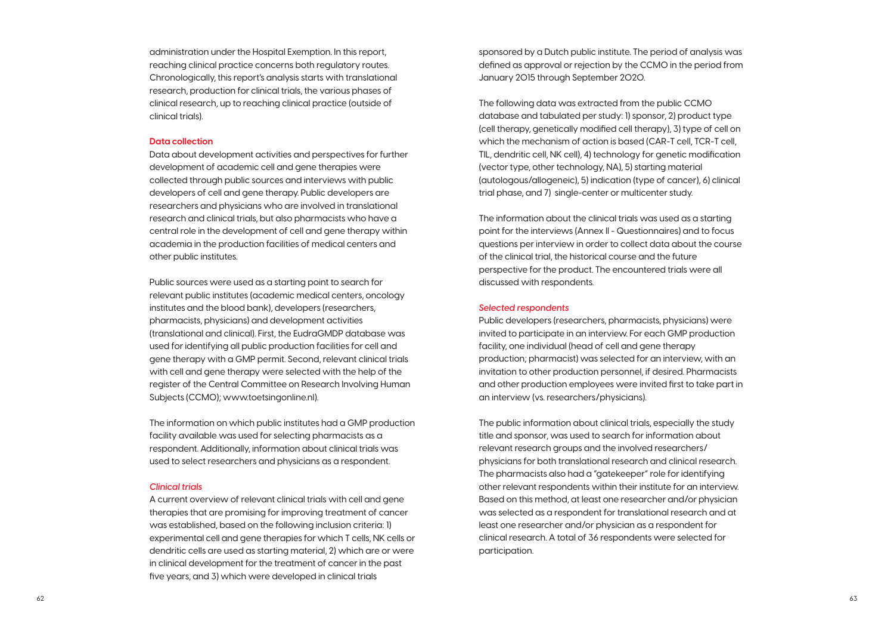administration under the Hospital Exemption. In this report, reaching clinical practice concerns both regulatory routes. Chronologically, this report's analysis starts with translational research, production for clinical trials, the various phases of clinical research, up to reaching clinical practice (outside of clinical trials).

### Data collection

Data about development activities and perspectives for further development of academic cell and gene therapies were collected through public sources and interviews with public developers of cell and gene therapy. Public developers are researchers and physicians who are involved in translational research and clinical trials, but also pharmacists who have a central role in the development of cell and gene therapy within academia in the production facilities of medical centers and other public institutes.

Public sources were used as a starting point to search for relevant public institutes (academic medical centers, oncology institutes and the blood bank), developers (researchers, pharmacists, physicians) and development activities (translational and clinical). First, the EudraGMDP database was used for identifying all public production facilities for cell and gene therapy with a GMP permit. Second, relevant clinical trials with cell and gene therapy were selected with the help of the register of the Central Committee on Research Involving Human Subjects (CCMO); www.toetsingonline.nl).

The information on which public institutes had a GMP production facility available was used for selecting pharmacists as a respondent. Additionally, information about clinical trials was used to select researchers and physicians as a respondent.

#### *Clinical trials*

A current overview of relevant clinical trials with cell and gene therapies that are promising for improving treatment of cancer was established, based on the following inclusion criteria: 1) experimental cell and gene therapies for which T cells, NK cells or dendritic cells are used as starting material, 2) which are or were in clinical development for the treatment of cancer in the past five years, and 3) which were developed in clinical trials sponsored by a Dutch public institute. The period of analysis was defined as approval or rejection by the CCMO in the period from January 2015 through September 2020.

The following data was extracted from the public CCMO database and tabulated per study: 1) sponsor, 2) product type (cell therapy, genetically modified cell therapy), 3) type of cell on which the mechanism of action is based (CAR-T cell, TCR-T cell, TIL, dendritic cell, NK cell), 4) technology for genetic modification (vector type, other technology, NA), 5) starting material (autologous/allogeneic), 5) indication (type of cancer), 6) clinical trial phase, and 7) single-center or multicenter study.

The information about the clinical trials was used as a starting point for the interviews (Annex II - Questionnaires) and to focus questions per interview in order to collect data about the course of the clinical trial, the historical course and the future perspective for the product. The encountered trials were all discussed with respondents.

#### *Selected respondents*

Public developers (researchers, pharmacists, physicians) were invited to participate in an interview. For each GMP production facility, one individual (head of cell and gene therapy production; pharmacist) was selected for an interview, with an invitation to other production personnel, if desired. Pharmacists and other production employees were invited first to take part in an interview (vs. researchers/physicians).

The public information about clinical trials, especially the study title and sponsor, was used to search for information about relevant research groups and the involved researchers/ physicians for both translational research and clinical research. The pharmacists also had a "gatekeeper" role for identifying other relevant respondents within their institute for an interview. Based on this method, at least one researcher and/or physician was selected as a respondent for translational research and at least one researcher and/or physician as a respondent for clinical research. A total of 36 respondents were selected for participation.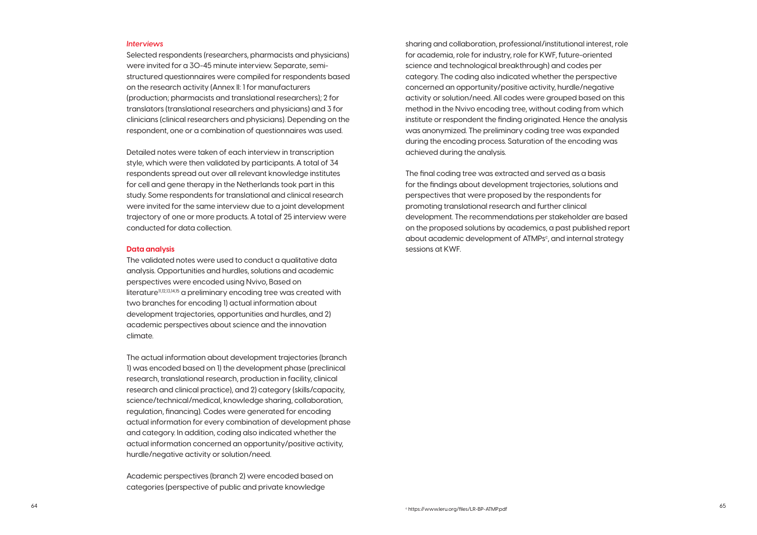### *Interviews*

Selected respondents (researchers, pharmacists and physicians) were invited for a 30-45 minute interview. Separate, semi-structured questionnaires were compiled for respondents based on the research activity (Annex II: 1 for manufacturers (production; pharmacists and translational researchers); 2 for translators (translational researchers and physicians) and 3 for clinicians (clinical researchers and physicians). Depending on the respondent, one or a combination of questionnaires was used.

Detailed notes were taken of each interview in transcription style, which were then validated by participants. A total of 34 respondents spread out over all relevant knowledge institutes for cell and gene therapy in the Netherlands took part in this study. Some respondents for translational and clinical research were invited for the same interview due to a joint development trajectory of one or more products. A total of 25 interview were conducted for data collection.

### Data analysis

The validated notes were used to conduct a qualitative data analysis. Opportunities and hurdles, solutions and academic perspectives were encoded using Nvivo, Based on literature[11,12,13,14,15] a preliminary encoding tree was created with two branches for encoding 1) actual information about development trajectories, opportunities and hurdles, and 2) academic perspectives about science and the innovation climate.

The actual information about development trajectories (branch 1) was encoded based on 1) the development phase (preclinical research, translational research, production in facility, clinical research and clinical practice), and 2) category (skills/capacity, science/technical/medical, knowledge sharing, collaboration, regulation, financing). Codes were generated for encoding actual information for every combination of development phase and category. In addition, coding also indicated whether the actual information concerned an opportunity/positive activity, hurdle/negative activity or solution/need.

Academic perspectives (branch 2) were encoded based on categories (perspective of public and private knowledge sharing and collaboration, professional/institutional interest, role for academia, role for industry, role for KWF, future-oriented science and technological breakthrough) and codes per category. The coding also indicated whether the perspective concerned an opportunity/positive activity, hurdle/negative activity or solution/need. All codes were grouped based on this method in the Nvivo encoding tree, without coding from which institute or respondent the finding originated. Hence the analysis was anonymized. The preliminary coding tree was expanded during the encoding process. Saturation of the encoding was achieved during the analysis.

The final coding tree was extracted and served as a basis for the findings about development trajectories, solutions and perspectives that were proposed by the respondents for promoting translational research and further clinical development. The recommendations per stakeholder are based on the proposed solutions by academics, a past published report about academic development of ATMPs[c], and internal strategy sessions at KWF.

[c] https://www.leru.org/files/LR-BP-ATMP.pdf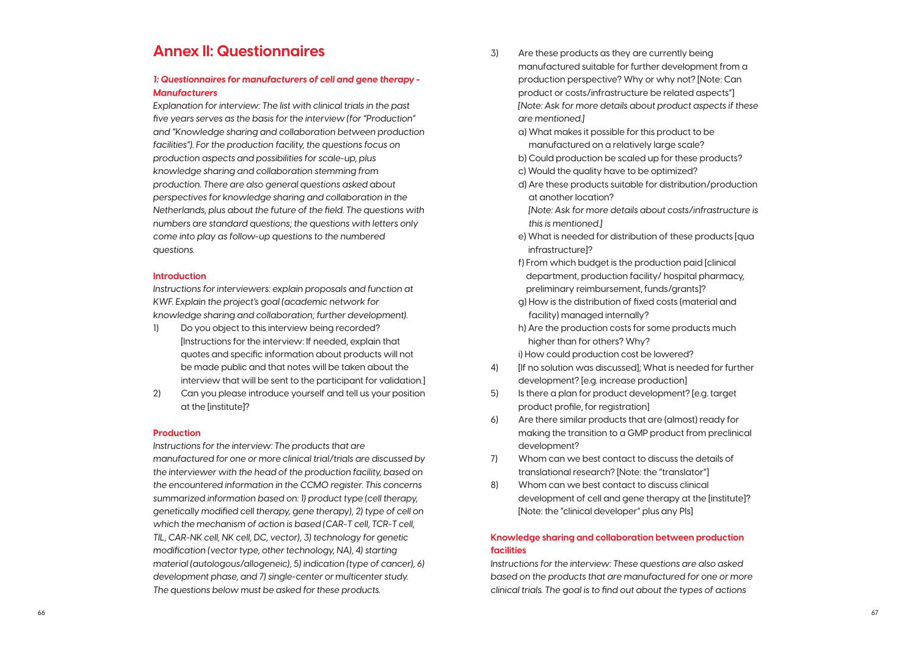# Annex II: Questionnaires

### *1: Questionnaires for manufacturers of cell and gene therapy - Manufacturers*

*Explanation for interview: The list with clinical trials in the past five years serves as the basis for the interview (for "Production" and "Knowledge sharing and collaboration between production facilities"). For the production facility, the questions focus on production aspects and possibilities for scale-up, plus knowledge sharing and collaboration stemming from production. There are also general questions asked about perspectives for knowledge sharing and collaboration in the Netherlands, plus about the future of the field. The questions with numbers are standard questions; the questions with letters only come into play as follow-up questions to the numbered questions.*

#### Introduction

*Instructions for interviewers: explain proposals and function at KWF. Explain the project's goal (academic network for knowledge sharing and collaboration; further development).*

1) Do you object to this interview being recorded? [Instructions for the interview: If needed, explain that quotes and specific information about products will not be made public and that notes will be taken about the interview that will be sent to the participant for validation.]
2) Can you please introduce yourself and tell us your position at the [institute]?

#### Production

*Instructions for the interview: The products that are manufactured for one or more clinical trial/trials are discussed by the interviewer with the head of the production facility, based on the encountered information in the CCMO register. This concerns summarized information based on: 1) product type (cell therapy, genetically modified cell therapy, gene therapy), 2) type of cell on which the mechanism of action is based (CAR-T cell, TCR-T cell, TIL, CAR-NK cell, NK cell, DC, vector), 3) technology for genetic modification (vector type, other technology, NA), 4) starting material (autologous/allogeneic), 5) indication (type of cancer), 6) development phase, and 7) single-center or multicenter study. The questions below must be asked for these products.*

3) Are these products as they are currently being manufactured suitable for further development from a production perspective? Why or why not? [Note: Can product or costs/infrastructure be related aspects"] *[Note: Ask for more details about product aspects if these are mentioned.]*
   - a) What makes it possible for this product to be manufactured on a relatively large scale?
   - b) Could production be scaled up for these products?
   - c) Would the quality have to be optimized?
   - d) Are these products suitable for distribution/production at another location? *[Note: Ask for more details about costs/infrastructure is this is mentioned.]*
   - e) What is needed for distribution of these products [qua infrastructure]?
   - f) From which budget is the production paid [clinical department, production facility/ hospital pharmacy, preliminary reimbursement, funds/grants]?
   - g) How is the distribution of fixed costs (material and facility) managed internally?
   - h) Are the production costs for some products much higher than for others? Why?
   - i) How could production cost be lowered?
4) [If no solution was discussed]; What is needed for further development? [e.g. increase production]
5) Is there a plan for product development? [e.g. target product profile, for registration]
6) Are there similar products that are (almost) ready for making the transition to a GMP product from preclinical development?
7) Whom can we best contact to discuss the details of translational research? [Note: the "translator"]
8) Whom can we best contact to discuss clinical development of cell and gene therapy at the [institute]? [Note: the "clinical developer" plus any PIs]

#### Knowledge sharing and collaboration between production facilities

*Instructions for the interview: These questions are also asked based on the products that are manufactured for one or more clinical trials. The goal is to find out about the types of actions*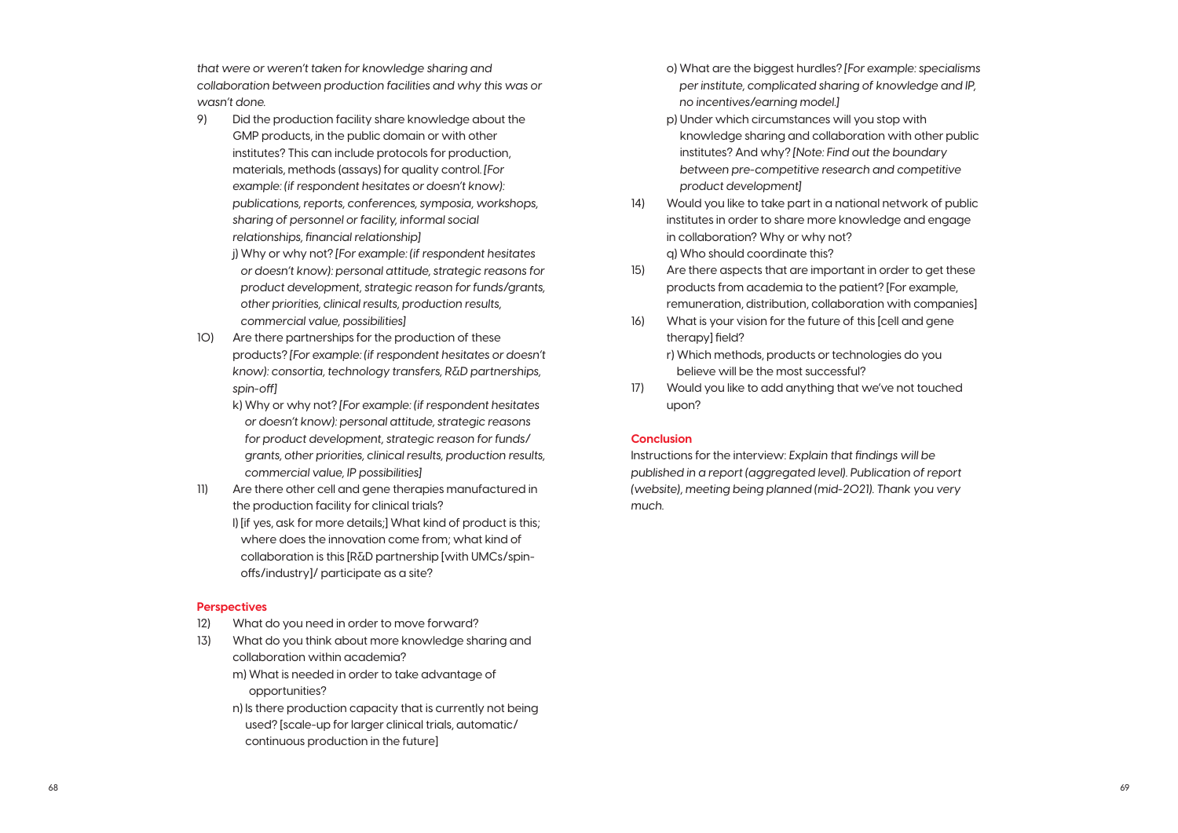*that were or weren't taken for knowledge sharing and collaboration between production facilities and why this was or wasn't done.*

9) Did the production facility share knowledge about the GMP products, in the public domain or with other institutes? This can include protocols for production, materials, methods (assays) for quality control. *[For example: (if respondent hesitates or doesn't know): publications, reports, conferences, symposia, workshops, sharing of personnel or facility, informal social relationships, financial relationship]*
   j) Why or why not? *[For example: (if respondent hesitates or doesn't know): personal attitude, strategic reasons for product development, strategic reason for funds/grants, other priorities, clinical results, production results, commercial value, possibilities]*
10) Are there partnerships for the production of these products? *[For example: (if respondent hesitates or doesn't know): consortia, technology transfers, R&D partnerships, spin-off]*
   k) Why or why not? *[For example: (if respondent hesitates or doesn't know): personal attitude, strategic reasons for product development, strategic reason for funds/grants, other priorities, clinical results, production results, commercial value, IP possibilities]*
11) Are there other cell and gene therapies manufactured in the production facility for clinical trials?
   l) [if yes, ask for more details;] What kind of product is this; where does the innovation come from; what kind of collaboration is this [R&D partnership [with UMCs/spin-offs/industry]/ participate as a site?

**Perspectives**

12) What do you need in order to move forward?
13) What do you think about more knowledge sharing and collaboration within academia?
   m) What is needed in order to take advantage of opportunities?
   n) Is there production capacity that is currently not being used? [scale-up for larger clinical trials, automatic/continuous production in the future]
   o) What are the biggest hurdles? *[For example: specialisms per institute, complicated sharing of knowledge and IP, no incentives/earning model.]*
   p) Under which circumstances will you stop with knowledge sharing and collaboration with other public institutes? And why? *[Note: Find out the boundary between pre-competitive research and competitive product development]*
14) Would you like to take part in a national network of public institutes in order to share more knowledge and engage in collaboration? Why or why not?
   q) Who should coordinate this?
15) Are there aspects that are important in order to get these products from academia to the patient? [For example, remuneration, distribution, collaboration with companies]
16) What is your vision for the future of this [cell and gene therapy] field?
   r) Which methods, products or technologies do you believe will be the most successful?
17) Would you like to add anything that we've not touched upon?

**Conclusion**

Instructions for the interview: *Explain that findings will be published in a report (aggregated level). Publication of report (website), meeting being planned (mid-2021). Thank you very much.*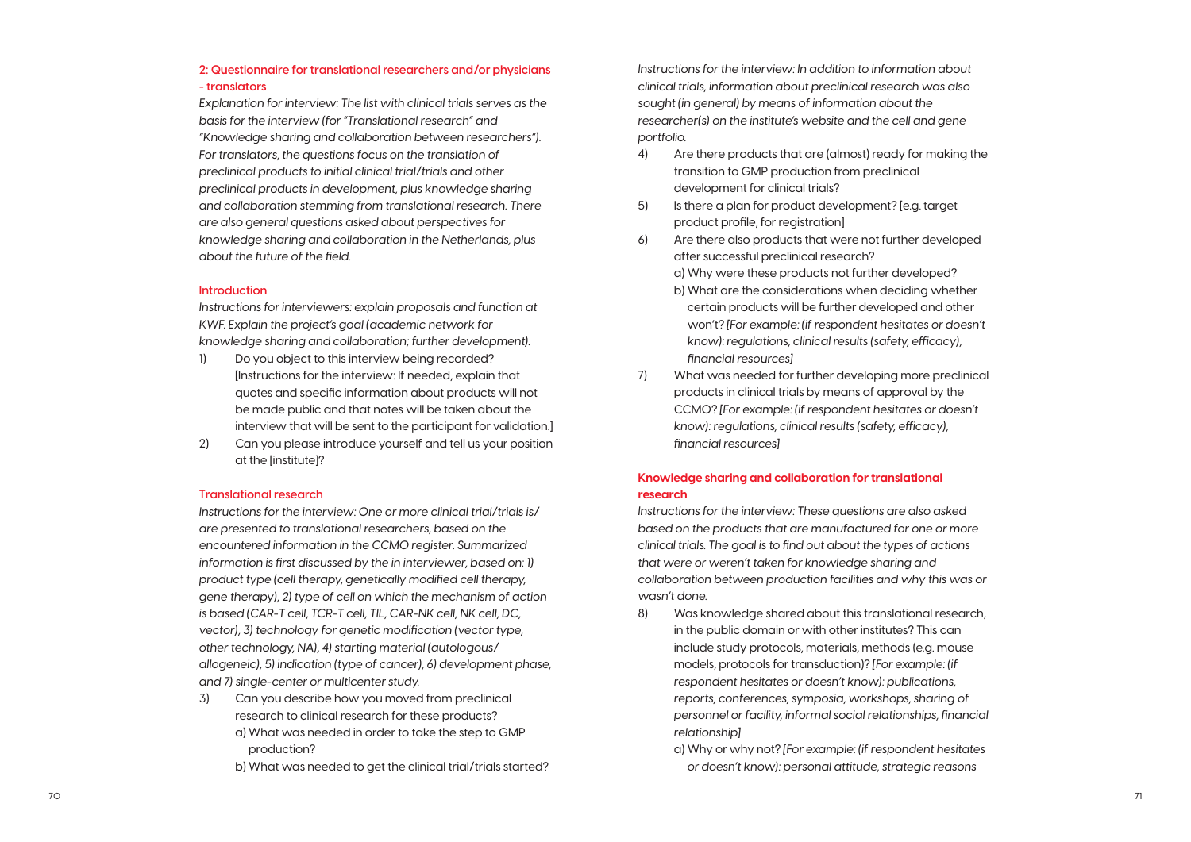## 2: Questionnaire for translational researchers and/or physicians - translators

*Explanation for interview: The list with clinical trials serves as the basis for the interview (for "Translational research" and "Knowledge sharing and collaboration between researchers"). For translators, the questions focus on the translation of preclinical products to initial clinical trial/trials and other preclinical products in development, plus knowledge sharing and collaboration stemming from translational research. There are also general questions asked about perspectives for knowledge sharing and collaboration in the Netherlands, plus about the future of the field.*

### Introduction

*Instructions for interviewers: explain proposals and function at KWF. Explain the project's goal (academic network for knowledge sharing and collaboration; further development).*

1) Do you object to this interview being recorded? [Instructions for the interview: If needed, explain that quotes and specific information about products will not be made public and that notes will be taken about the interview that will be sent to the participant for validation.]
2) Can you please introduce yourself and tell us your position at the [institute]?

### Translational research

*Instructions for the interview: One or more clinical trial/trials is/are presented to translational researchers, based on the encountered information in the CCMO register. Summarized information is first discussed by the in interviewer, based on: 1) product type (cell therapy, genetically modified cell therapy, gene therapy), 2) type of cell on which the mechanism of action is based (CAR-T cell, TCR-T cell, TIL, CAR-NK cell, NK cell, DC, vector), 3) technology for genetic modification (vector type, other technology, NA), 4) starting material (autologous/allogeneic), 5) indication (type of cancer), 6) development phase, and 7) single-center or multicenter study.*

3) Can you describe how you moved from preclinical research to clinical research for these products?
   a) What was needed in order to take the step to GMP production?
   b) What was needed to get the clinical trial/trials started?

*Instructions for the interview: In addition to information about clinical trials, information about preclinical research was also sought (in general) by means of information about the researcher(s) on the institute's website and the cell and gene portfolio.*

4) Are there products that are (almost) ready for making the transition to GMP production from preclinical development for clinical trials?
5) Is there a plan for product development? [e.g. target product profile, for registration]
6) Are there also products that were not further developed after successful preclinical research?
   a) Why were these products not further developed?
   b) What are the considerations when deciding whether certain products will be further developed and other won't? *[For example: (if respondent hesitates or doesn't know): regulations, clinical results (safety, efficacy), financial resources]*
7) What was needed for further developing more preclinical products in clinical trials by means of approval by the CCMO? *[For example: (if respondent hesitates or doesn't know): regulations, clinical results (safety, efficacy), financial resources]*

### Knowledge sharing and collaboration for translational research

*Instructions for the interview: These questions are also asked based on the products that are manufactured for one or more clinical trials. The goal is to find out about the types of actions that were or weren't taken for knowledge sharing and collaboration between production facilities and why this was or wasn't done.*

8) Was knowledge shared about this translational research, in the public domain or with other institutes? This can include study protocols, materials, methods (e.g. mouse models, protocols for transduction)? *[For example: (if respondent hesitates or doesn't know): publications, reports, conferences, symposia, workshops, sharing of personnel or facility, informal social relationships, financial relationship]*
   a) Why or why not? *[For example: (if respondent hesitates or doesn't know): personal attitude, strategic reasons*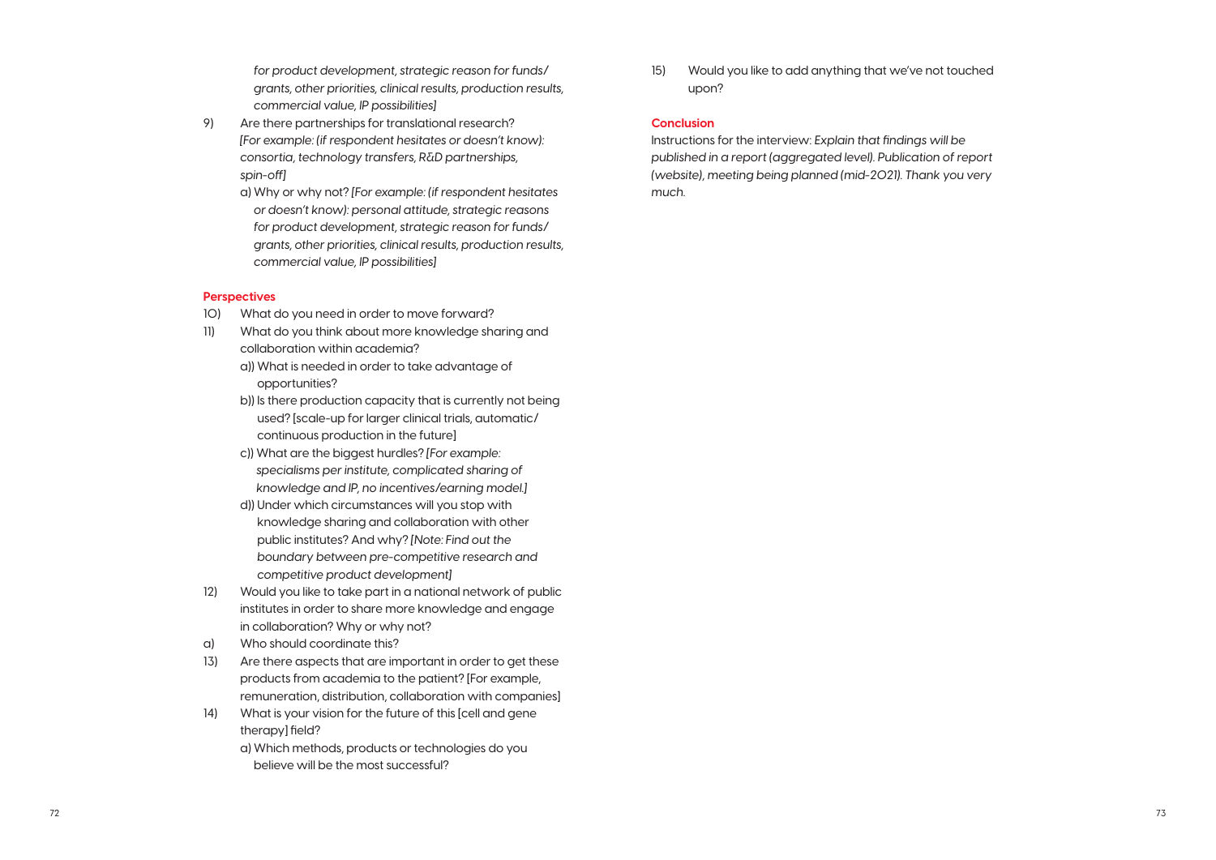*for product development, strategic reason for funds/ grants, other priorities, clinical results, production results, commercial value, IP possibilities]*

9) Are there partnerships for translational research? *[For example: (if respondent hesitates or doesn't know): consortia, technology transfers, R&D partnerships, spin-off]*
    a) Why or why not? *[For example: (if respondent hesitates or doesn't know): personal attitude, strategic reasons for product development, strategic reason for funds/ grants, other priorities, clinical results, production results, commercial value, IP possibilities]*

**Perspectives**

10) What do you need in order to move forward?
11) What do you think about more knowledge sharing and collaboration within academia?
    a)) What is needed in order to take advantage of opportunities?
    b)) Is there production capacity that is currently not being used? [scale-up for larger clinical trials, automatic/ continuous production in the future]
    c)) What are the biggest hurdles? *[For example: specialisms per institute, complicated sharing of knowledge and IP, no incentives/earning model.]*
    d)) Under which circumstances will you stop with knowledge sharing and collaboration with other public institutes? And why? *[Note: Find out the boundary between pre-competitive research and competitive product development]*
12) Would you like to take part in a national network of public institutes in order to share more knowledge and engage in collaboration? Why or why not?
a) Who should coordinate this?
13) Are there aspects that are important in order to get these products from academia to the patient? [For example, remuneration, distribution, collaboration with companies]
14) What is your vision for the future of this [cell and gene therapy] field?
    a) Which methods, products or technologies do you believe will be the most successful?
15) Would you like to add anything that we've not touched upon?

**Conclusion**

Instructions for the interview: *Explain that findings will be published in a report (aggregated level). Publication of report (website), meeting being planned (mid-2021). Thank you very much.*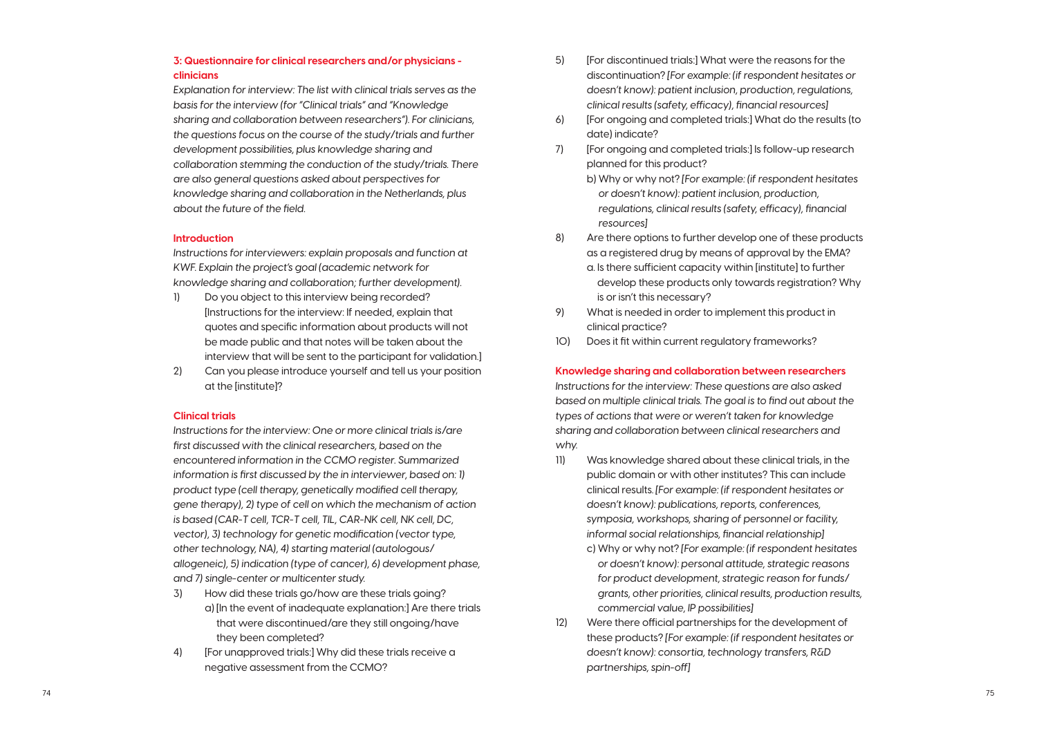### 3: Questionnaire for clinical researchers and/or physicians - clinicians

*Explanation for interview: The list with clinical trials serves as the basis for the interview (for "Clinical trials" and "Knowledge sharing and collaboration between researchers"). For clinicians, the questions focus on the course of the study/trials and further development possibilities, plus knowledge sharing and collaboration stemming the conduction of the study/trials. There are also general questions asked about perspectives for knowledge sharing and collaboration in the Netherlands, plus about the future of the field.*

#### Introduction

*Instructions for interviewers: explain proposals and function at KWF. Explain the project's goal (academic network for knowledge sharing and collaboration; further development).*

1) Do you object to this interview being recorded? [Instructions for the interview: If needed, explain that quotes and specific information about products will not be made public and that notes will be taken about the interview that will be sent to the participant for validation.]
2) Can you please introduce yourself and tell us your position at the [institute]?

#### Clinical trials

*Instructions for the interview: One or more clinical trials is/are first discussed with the clinical researchers, based on the encountered information in the CCMO register. Summarized information is first discussed by the in interviewer, based on: 1) product type (cell therapy, genetically modified cell therapy, gene therapy), 2) type of cell on which the mechanism of action is based (CAR-T cell, TCR-T cell, TIL, CAR-NK cell, NK cell, DC, vector), 3) technology for genetic modification (vector type, other technology, NA), 4) starting material (autologous/allogeneic), 5) indication (type of cancer), 6) development phase, and 7) single-center or multicenter study.*

3) How did these trials go/how are these trials going?
   a) [In the event of inadequate explanation:] Are there trials that were discontinued/are they still ongoing/have they been completed?
4) [For unapproved trials:] Why did these trials receive a negative assessment from the CCMO?
5) [For discontinued trials:] What were the reasons for the discontinuation? *[For example: (if respondent hesitates or doesn't know): patient inclusion, production, regulations, clinical results (safety, efficacy), financial resources]*
6) [For ongoing and completed trials:] What do the results (to date) indicate?
7) [For ongoing and completed trials:] Is follow-up research planned for this product?
   b) Why or why not? *[For example: (if respondent hesitates or doesn't know): patient inclusion, production, regulations, clinical results (safety, efficacy), financial resources]*
8) Are there options to further develop one of these products as a registered drug by means of approval by the EMA?
   a. Is there sufficient capacity within [institute] to further develop these products only towards registration? Why is or isn't this necessary?
9) What is needed in order to implement this product in clinical practice?
10) Does it fit within current regulatory frameworks?

#### Knowledge sharing and collaboration between researchers

*Instructions for the interview: These questions are also asked based on multiple clinical trials. The goal is to find out about the types of actions that were or weren't taken for knowledge sharing and collaboration between clinical researchers and why.*

11) Was knowledge shared about these clinical trials, in the public domain or with other institutes? This can include clinical results. *[For example: (if respondent hesitates or doesn't know): publications, reports, conferences, symposia, workshops, sharing of personnel or facility, informal social relationships, financial relationship]*
   c) Why or why not? *[For example: (if respondent hesitates or doesn't know): personal attitude, strategic reasons for product development, strategic reason for funds/grants, other priorities, clinical results, production results, commercial value, IP possibilities]*
12) Were there official partnerships for the development of these products? *[For example: (if respondent hesitates or doesn't know): consortia, technology transfers, R&D partnerships, spin-off]*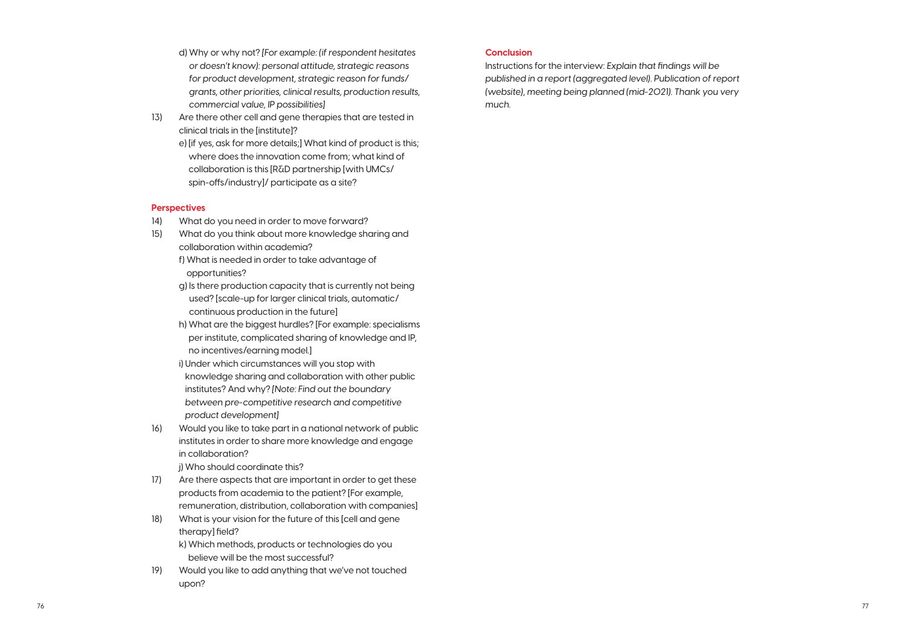d) Why or why not? *[For example: (if respondent hesitates or doesn't know): personal attitude, strategic reasons for product development, strategic reason for funds/ grants, other priorities, clinical results, production results, commercial value, IP possibilities]*

13) Are there other cell and gene therapies that are tested in clinical trials in the [institute]?

    e) [if yes, ask for more details;] What kind of product is this; where does the innovation come from; what kind of collaboration is this [R&D partnership [with UMCs/ spin-offs/industry]/ participate as a site?

## Perspectives

14) What do you need in order to move forward?

15) What do you think about more knowledge sharing and collaboration within academia?

    f) What is needed in order to take advantage of opportunities?

    g) Is there production capacity that is currently not being used? [scale-up for larger clinical trials, automatic/ continuous production in the future]

    h) What are the biggest hurdles? [For example: specialisms per institute, complicated sharing of knowledge and IP, no incentives/earning model.]

    i) Under which circumstances will you stop with knowledge sharing and collaboration with other public institutes? And why? *[Note: Find out the boundary between pre-competitive research and competitive product development]*

16) Would you like to take part in a national network of public institutes in order to share more knowledge and engage in collaboration?

    j) Who should coordinate this?

17) Are there aspects that are important in order to get these products from academia to the patient? [For example, remuneration, distribution, collaboration with companies]

18) What is your vision for the future of this [cell and gene therapy] field?

    k) Which methods, products or technologies do you believe will be the most successful?

19) Would you like to add anything that we've not touched upon?

## Conclusion

Instructions for the interview: *Explain that findings will be published in a report (aggregated level). Publication of report (website), meeting being planned (mid-2021). Thank you very much.*